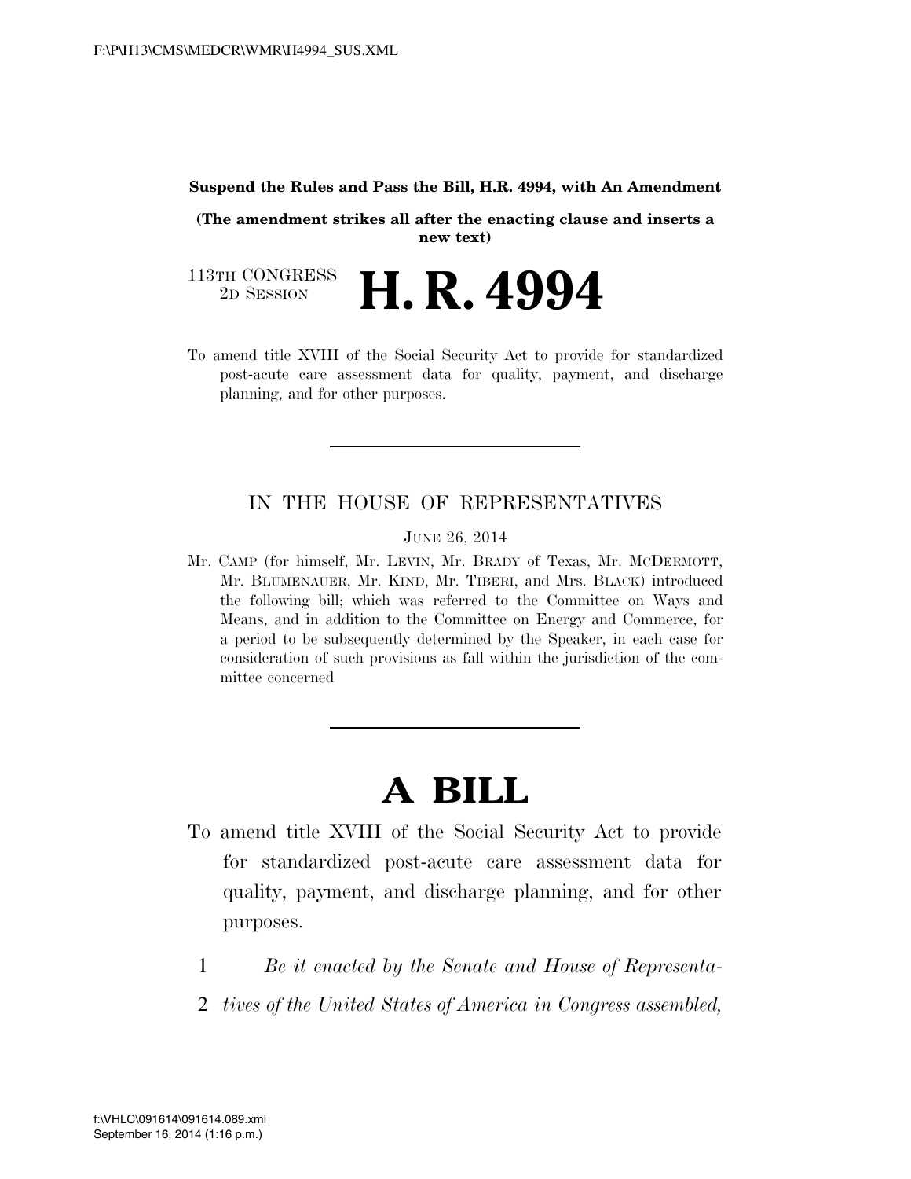**Suspend the Rules and Pass the Bill, H.R. 4994, with An Amendment**

**(The amendment strikes all after the enacting clause and inserts a new text)**

113TH CONGRESS
2D SESSION

# H. R. 4994

To amend title XVIII of the Social Security Act to provide for standardized post-acute care assessment data for quality, payment, and discharge planning, and for other purposes.

---

IN THE HOUSE OF REPRESENTATIVES

JUNE 26, 2014

Mr. CAMP (for himself, Mr. LEVIN, Mr. BRADY of Texas, Mr. MCDERMOTT, Mr. BLUMENAUER, Mr. KIND, Mr. TIBERI, and Mrs. BLACK) introduced the following bill; which was referred to the Committee on Ways and Means, and in addition to the Committee on Energy and Commerce, for a period to be subsequently determined by the Speaker, in each case for consideration of such provisions as fall within the jurisdiction of the committee concerned

---

# A BILL

To amend title XVIII of the Social Security Act to provide for standardized post-acute care assessment data for quality, payment, and discharge planning, and for other purposes.

1 *Be it enacted by the Senate and House of Representa-*
2 *tives of the United States of America in Congress assembled,*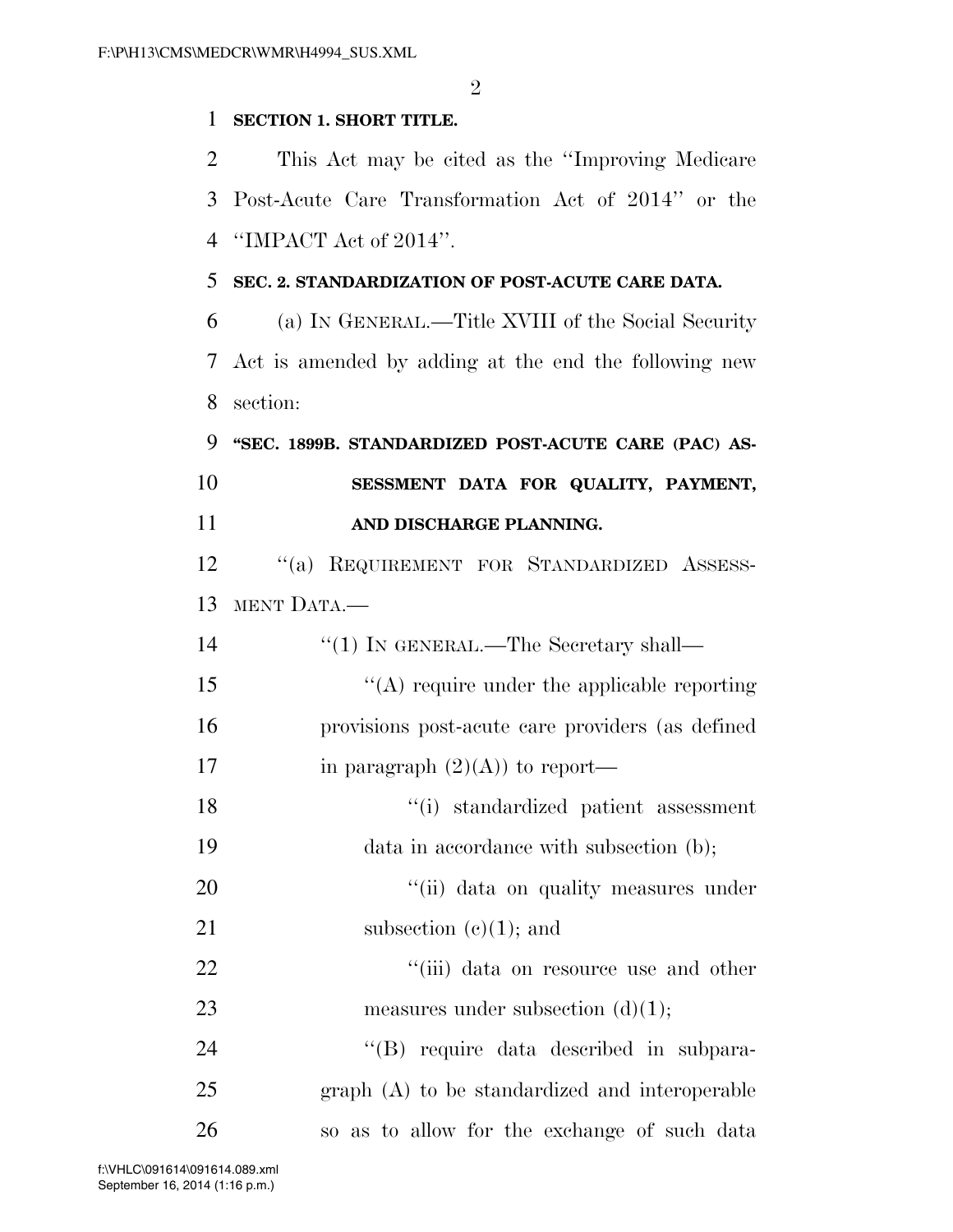**SECTION 1. SHORT TITLE.**

This Act may be cited as the ''Improving Medicare Post-Acute Care Transformation Act of 2014'' or the ''IMPACT Act of 2014''.

**SEC. 2. STANDARDIZATION OF POST-ACUTE CARE DATA.**

(a) IN GENERAL.—Title XVIII of the Social Security Act is amended by adding at the end the following new section:

**''SEC. 1899B. STANDARDIZED POST-ACUTE CARE (PAC) ASSESSMENT DATA FOR QUALITY, PAYMENT, AND DISCHARGE PLANNING.**

''(a) REQUIREMENT FOR STANDARDIZED ASSESSMENT DATA.—

''(1) IN GENERAL.—The Secretary shall—

''(A) require under the applicable reporting provisions post-acute care providers (as defined in paragraph (2)(A)) to report—

''(i) standardized patient assessment data in accordance with subsection (b);

''(ii) data on quality measures under subsection (c)(1); and

''(iii) data on resource use and other measures under subsection (d)(1);

''(B) require data described in subparagraph (A) to be standardized and interoperable so as to allow for the exchange of such data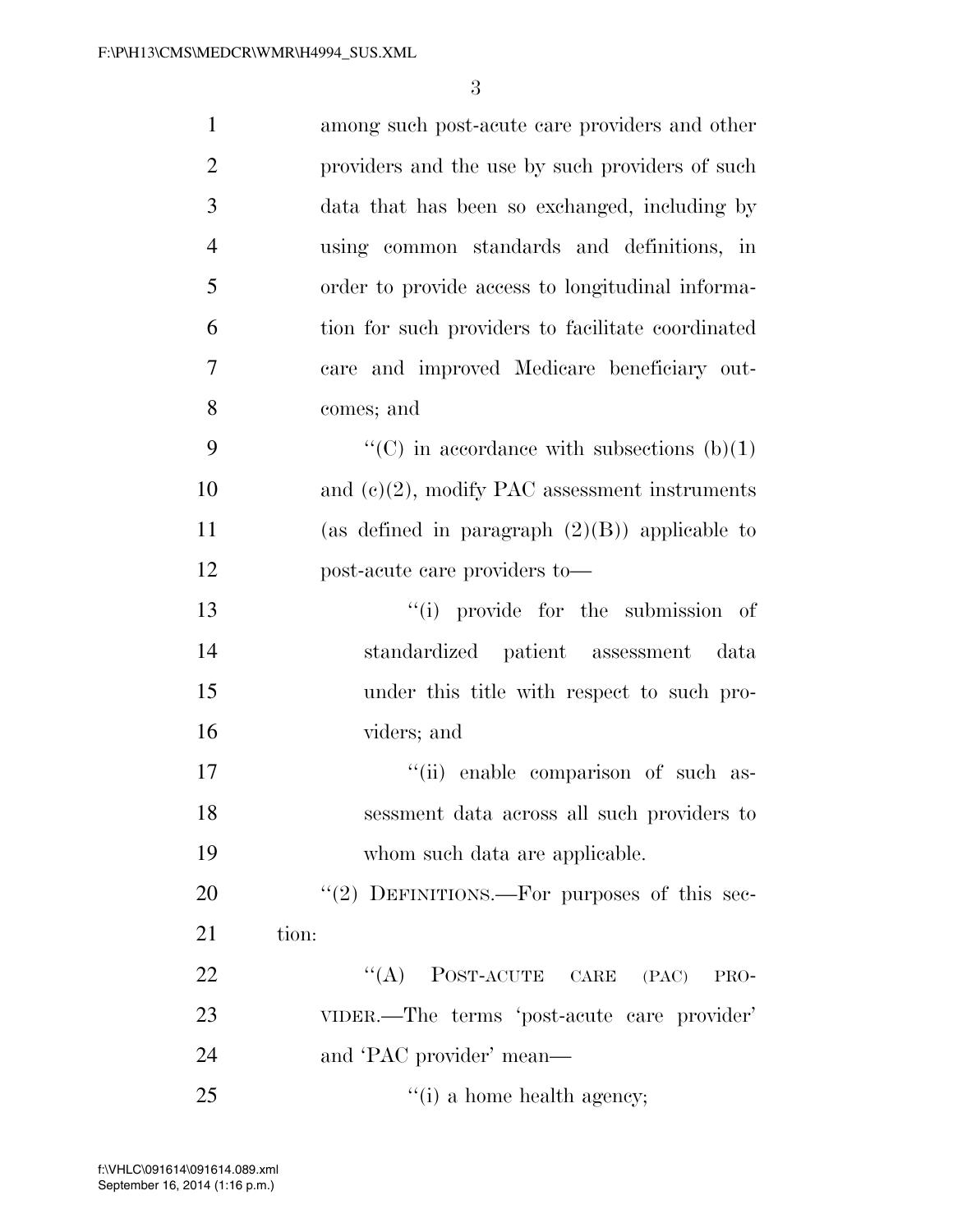among such post-acute care providers and other providers and the use by such providers of such data that has been so exchanged, including by using common standards and definitions, in order to provide access to longitudinal information for such providers to facilitate coordinated care and improved Medicare beneficiary outcomes; and

"(C) in accordance with subsections (b)(1) and (c)(2), modify PAC assessment instruments (as defined in paragraph (2)(B)) applicable to post-acute care providers to—

"(i) provide for the submission of standardized patient assessment data under this title with respect to such providers; and

"(ii) enable comparison of such assessment data across all such providers to whom such data are applicable.

"(2) DEFINITIONS.—For purposes of this section:

"(A) POST-ACUTE CARE (PAC) PROVIDER.—The terms 'post-acute care provider' and 'PAC provider' mean—

"(i) a home health agency;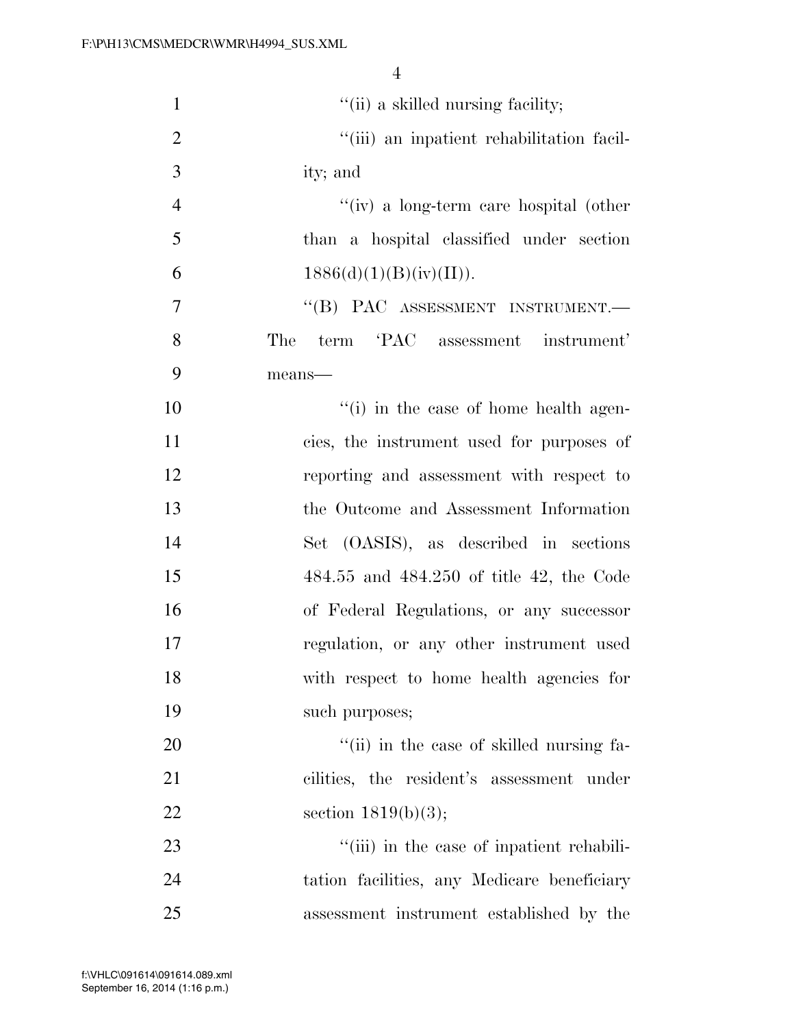"(ii) a skilled nursing facility;

"(iii) an inpatient rehabilitation facility; and

"(iv) a long-term care hospital (other than a hospital classified under section 1886(d)(1)(B)(iv)(II)).

"(B) PAC ASSESSMENT INSTRUMENT.—The term 'PAC assessment instrument' means—

"(i) in the case of home health agencies, the instrument used for purposes of reporting and assessment with respect to the Outcome and Assessment Information Set (OASIS), as described in sections 484.55 and 484.250 of title 42, the Code of Federal Regulations, or any successor regulation, or any other instrument used with respect to home health agencies for such purposes;

"(ii) in the case of skilled nursing facilities, the resident's assessment under section 1819(b)(3);

"(iii) in the case of inpatient rehabilitation facilities, any Medicare beneficiary assessment instrument established by the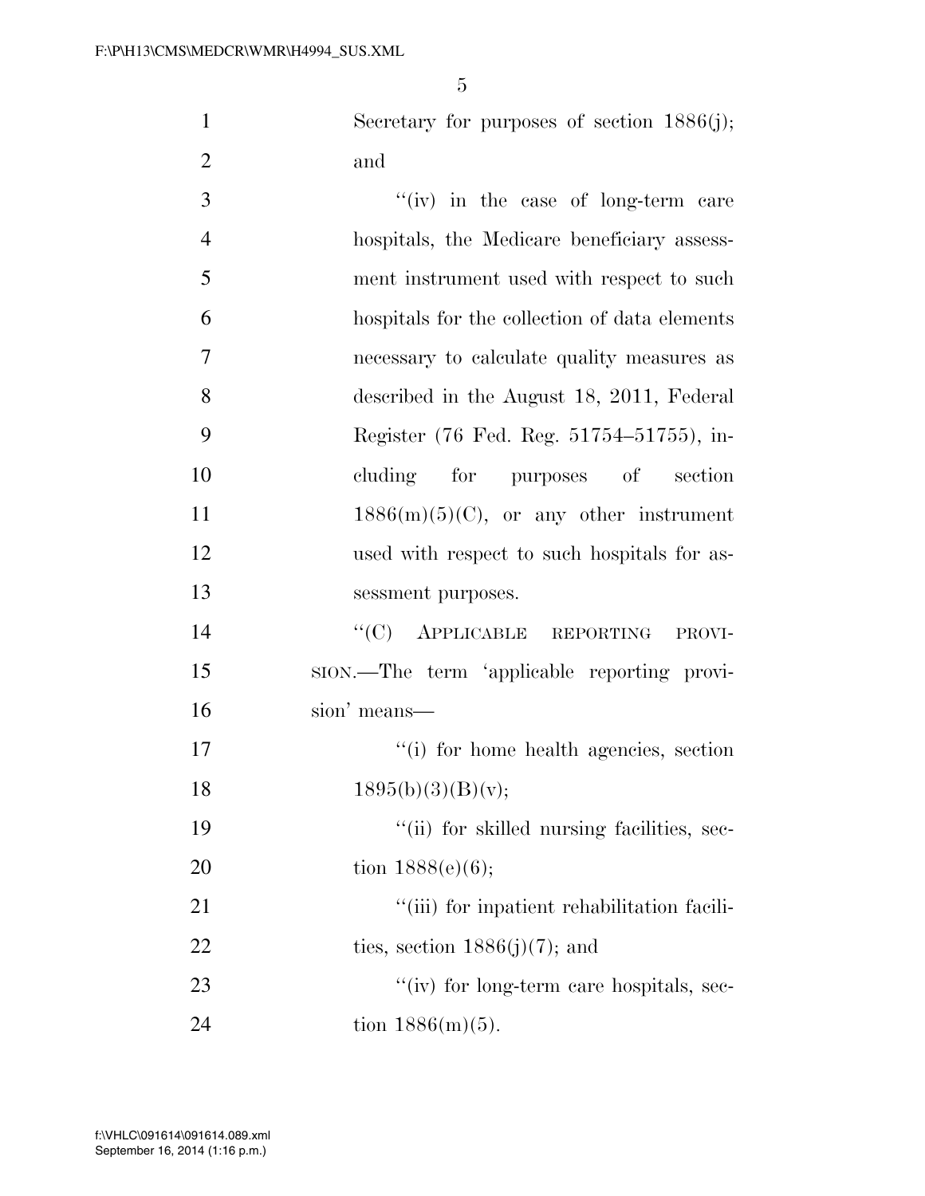Secretary for purposes of section 1886(j); and

''(iv) in the case of long-term care hospitals, the Medicare beneficiary assessment instrument used with respect to such hospitals for the collection of data elements necessary to calculate quality measures as described in the August 18, 2011, Federal Register (76 Fed. Reg. 51754–51755), including for purposes of section 1886(m)(5)(C), or any other instrument used with respect to such hospitals for assessment purposes.

''(C) APPLICABLE REPORTING PROVISION.—The term 'applicable reporting provision' means—

''(i) for home health agencies, section 1895(b)(3)(B)(v);

''(ii) for skilled nursing facilities, section 1888(e)(6);

''(iii) for inpatient rehabilitation facilities, section 1886(j)(7); and

''(iv) for long-term care hospitals, section 1886(m)(5).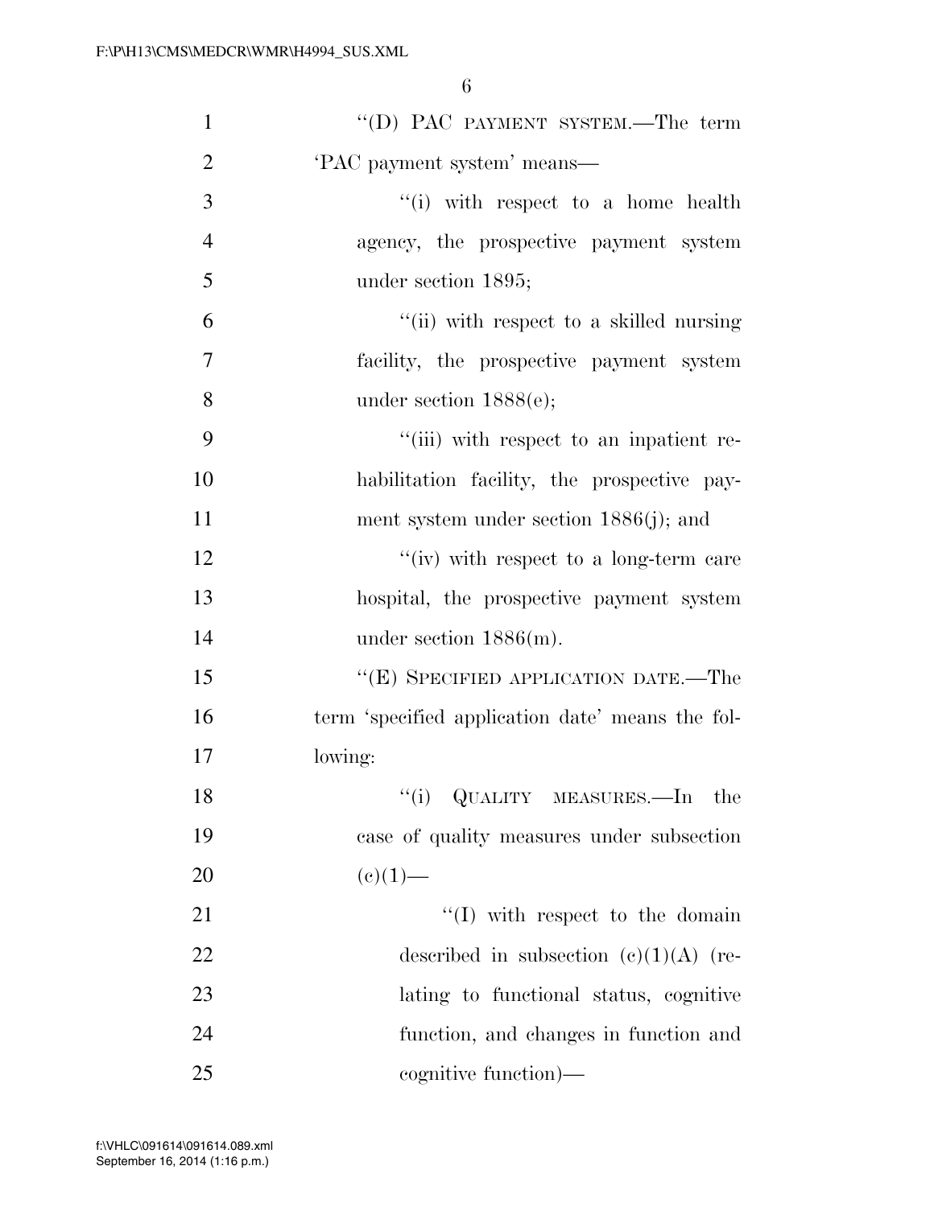''(D) PAC PAYMENT SYSTEM.—The term 'PAC payment system' means—

''(i) with respect to a home health agency, the prospective payment system under section 1895;

''(ii) with respect to a skilled nursing facility, the prospective payment system under section 1888(e);

''(iii) with respect to an inpatient rehabilitation facility, the prospective payment system under section 1886(j); and

''(iv) with respect to a long-term care hospital, the prospective payment system under section 1886(m).

''(E) SPECIFIED APPLICATION DATE.—The term 'specified application date' means the following:

''(i) QUALITY MEASURES.—In the case of quality measures under subsection (c)(1)—

''(I) with respect to the domain described in subsection (c)(1)(A) (relating to functional status, cognitive function, and changes in function and cognitive function)—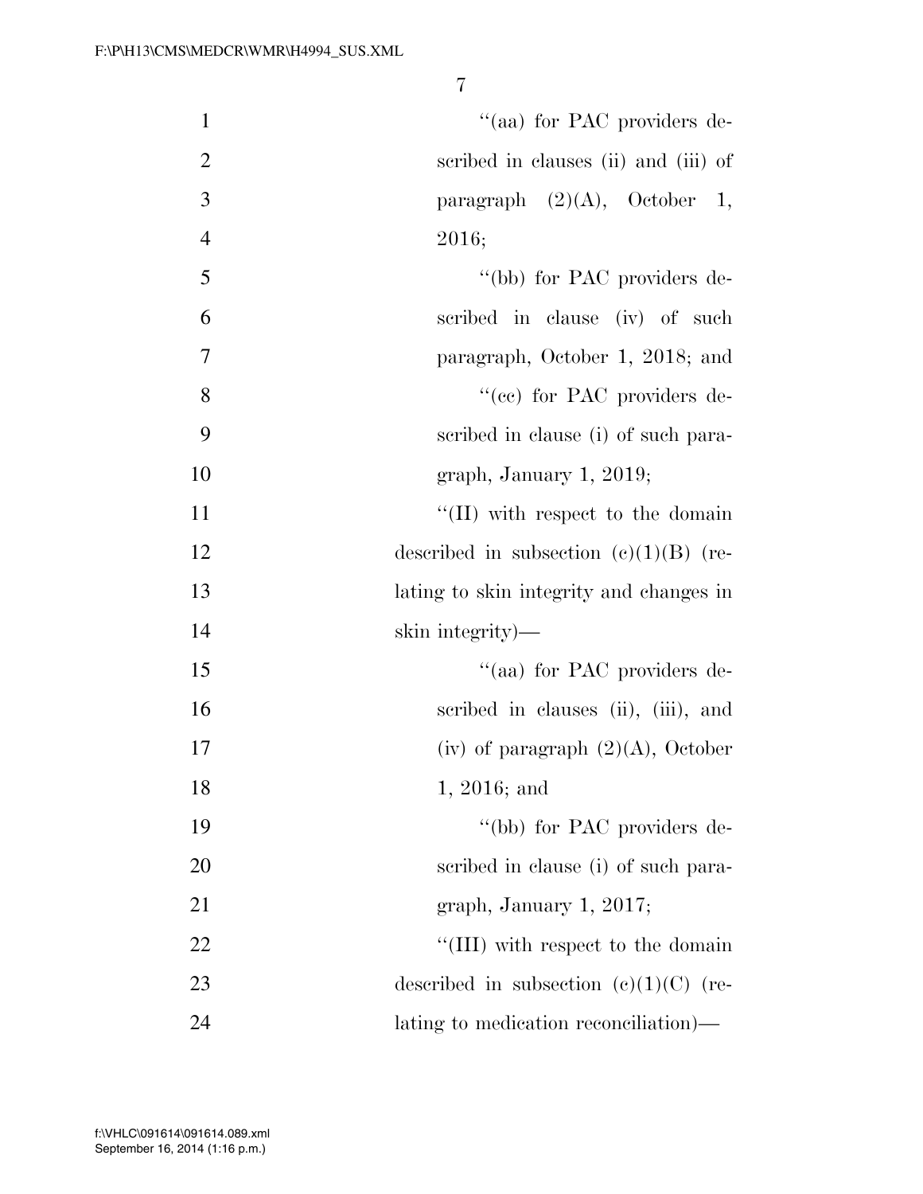''(aa) for PAC providers described in clauses (ii) and (iii) of paragraph (2)(A), October 1, 2016;

''(bb) for PAC providers described in clause (iv) of such paragraph, October 1, 2018; and

''(cc) for PAC providers described in clause (i) of such paragraph, January 1, 2019;

''(II) with respect to the domain described in subsection (c)(1)(B) (relating to skin integrity and changes in skin integrity)—

''(aa) for PAC providers described in clauses (ii), (iii), and (iv) of paragraph (2)(A), October 1, 2016; and

''(bb) for PAC providers described in clause (i) of such paragraph, January 1, 2017;

''(III) with respect to the domain described in subsection (c)(1)(C) (relating to medication reconciliation)—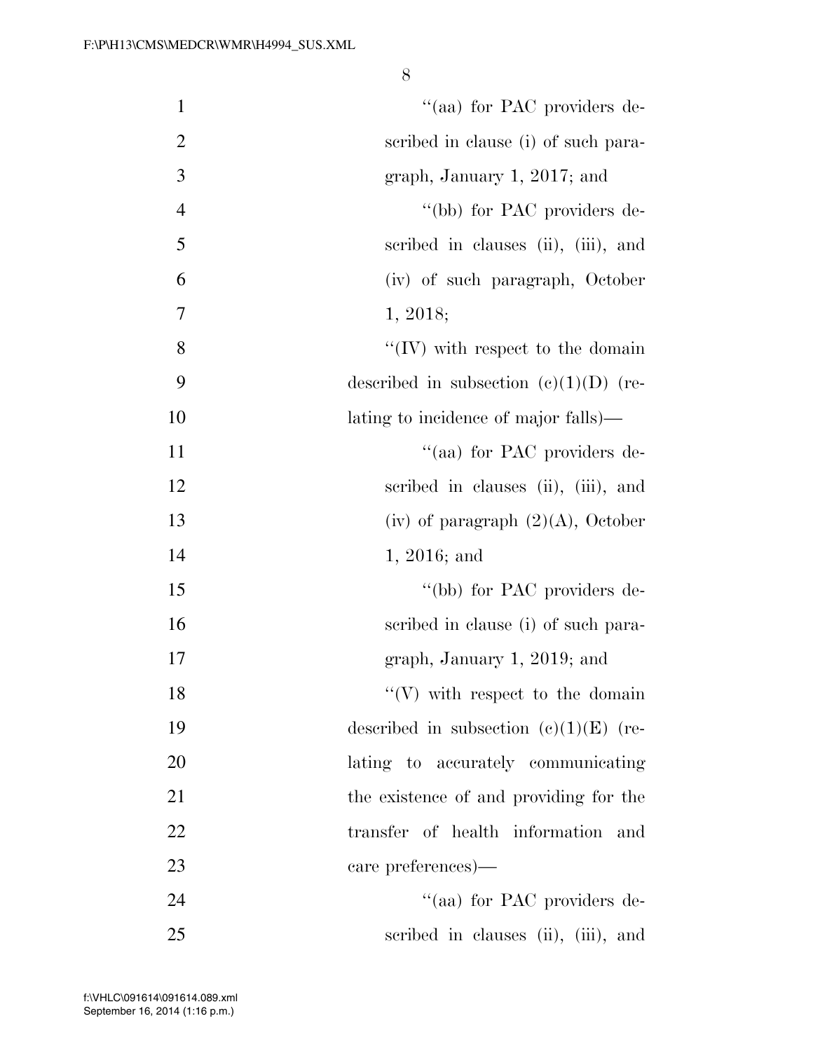"(aa) for PAC providers described in clause (i) of such paragraph, January 1, 2017; and

"(bb) for PAC providers described in clauses (ii), (iii), and (iv) of such paragraph, October 1, 2018;

"(IV) with respect to the domain described in subsection (c)(1)(D) (relating to incidence of major falls)—

"(aa) for PAC providers described in clauses (ii), (iii), and (iv) of paragraph (2)(A), October 1, 2016; and

"(bb) for PAC providers described in clause (i) of such paragraph, January 1, 2019; and

"(V) with respect to the domain described in subsection (c)(1)(E) (relating to accurately communicating the existence of and providing for the transfer of health information and care preferences)—

"(aa) for PAC providers described in clauses (ii), (iii), and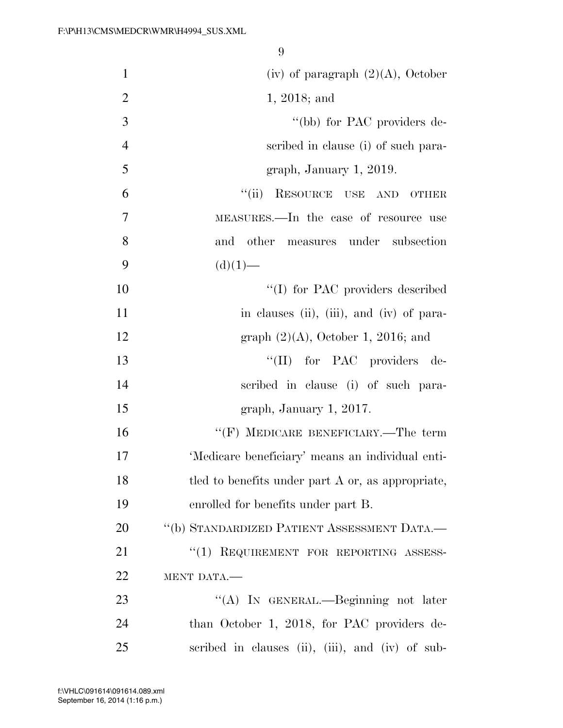(iv) of paragraph (2)(A), October 1, 2018; and

''(bb) for PAC providers described in clause (i) of such paragraph, January 1, 2019.

''(ii) RESOURCE USE AND OTHER MEASURES.—In the case of resource use and other measures under subsection (d)(1)—

''(I) for PAC providers described in clauses (ii), (iii), and (iv) of paragraph (2)(A), October 1, 2016; and

''(II) for PAC providers described in clause (i) of such paragraph, January 1, 2017.

''(F) MEDICARE BENEFICIARY.—The term 'Medicare beneficiary' means an individual entitled to benefits under part A or, as appropriate, enrolled for benefits under part B.

''(b) STANDARDIZED PATIENT ASSESSMENT DATA.—

''(1) REQUIREMENT FOR REPORTING ASSESSMENT DATA.—

''(A) IN GENERAL.—Beginning not later than October 1, 2018, for PAC providers described in clauses (ii), (iii), and (iv) of sub-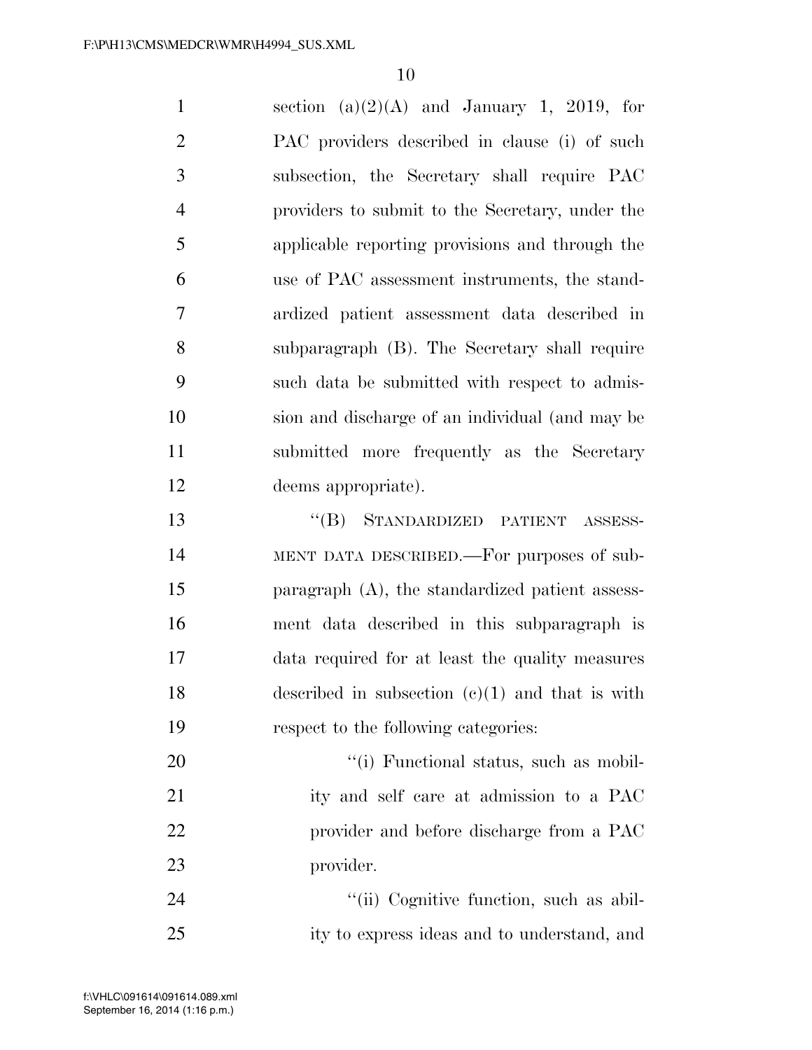section (a)(2)(A) and January 1, 2019, for PAC providers described in clause (i) of such subsection, the Secretary shall require PAC providers to submit to the Secretary, under the applicable reporting provisions and through the use of PAC assessment instruments, the standardized patient assessment data described in subparagraph (B). The Secretary shall require such data be submitted with respect to admission and discharge of an individual (and may be submitted more frequently as the Secretary deems appropriate).

"(B) STANDARDIZED PATIENT ASSESSMENT DATA DESCRIBED.—For purposes of subparagraph (A), the standardized patient assessment data described in this subparagraph is data required for at least the quality measures described in subsection (c)(1) and that is with respect to the following categories:

"(i) Functional status, such as mobility and self care at admission to a PAC provider and before discharge from a PAC provider.

"(ii) Cognitive function, such as ability to express ideas and to understand, and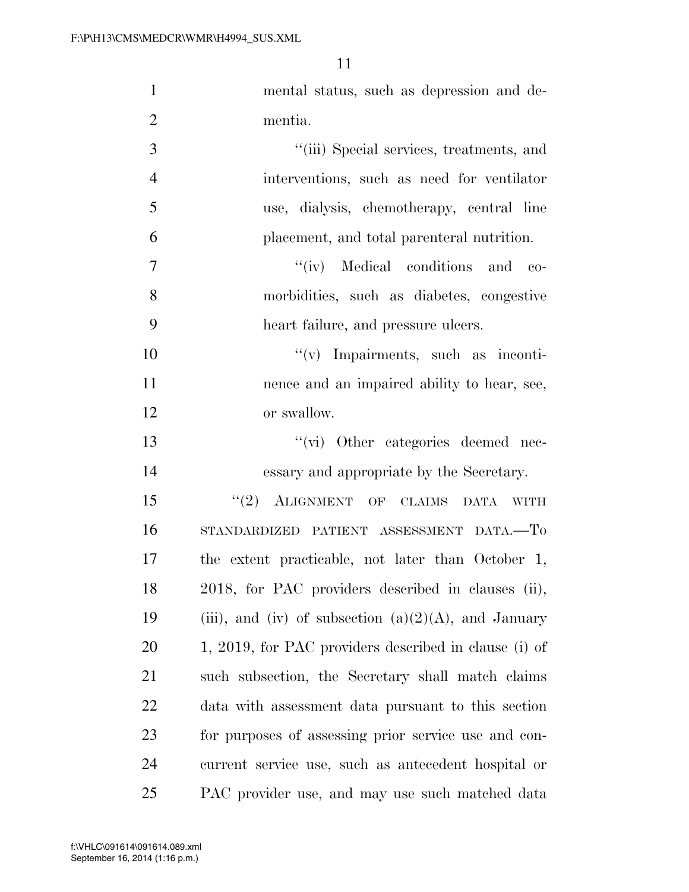mental status, such as depression and dementia.

"(iii) Special services, treatments, and interventions, such as need for ventilator use, dialysis, chemotherapy, central line placement, and total parenteral nutrition.

"(iv) Medical conditions and comorbidities, such as diabetes, congestive heart failure, and pressure ulcers.

"(v) Impairments, such as incontinence and an impaired ability to hear, see, or swallow.

"(vi) Other categories deemed necessary and appropriate by the Secretary.

"(2) ALIGNMENT OF CLAIMS DATA WITH STANDARDIZED PATIENT ASSESSMENT DATA.—To the extent practicable, not later than October 1, 2018, for PAC providers described in clauses (ii), (iii), and (iv) of subsection (a)(2)(A), and January 1, 2019, for PAC providers described in clause (i) of such subsection, the Secretary shall match claims data with assessment data pursuant to this section for purposes of assessing prior service use and concurrent service use, such as antecedent hospital or PAC provider use, and may use such matched data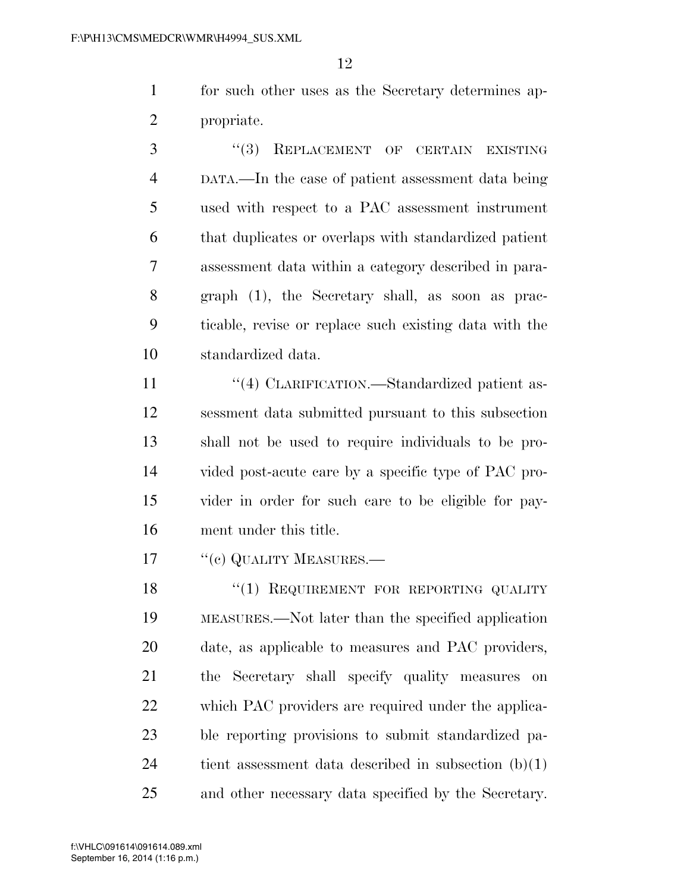for such other uses as the Secretary determines appropriate.

"(3) REPLACEMENT OF CERTAIN EXISTING DATA.—In the case of patient assessment data being used with respect to a PAC assessment instrument that duplicates or overlaps with standardized patient assessment data within a category described in paragraph (1), the Secretary shall, as soon as practicable, revise or replace such existing data with the standardized data.

"(4) CLARIFICATION.—Standardized patient assessment data submitted pursuant to this subsection shall not be used to require individuals to be provided post-acute care by a specific type of PAC provider in order for such care to be eligible for payment under this title.

"(c) QUALITY MEASURES.—

"(1) REQUIREMENT FOR REPORTING QUALITY MEASURES.—Not later than the specified application date, as applicable to measures and PAC providers, the Secretary shall specify quality measures on which PAC providers are required under the applicable reporting provisions to submit standardized patient assessment data described in subsection (b)(1) and other necessary data specified by the Secretary.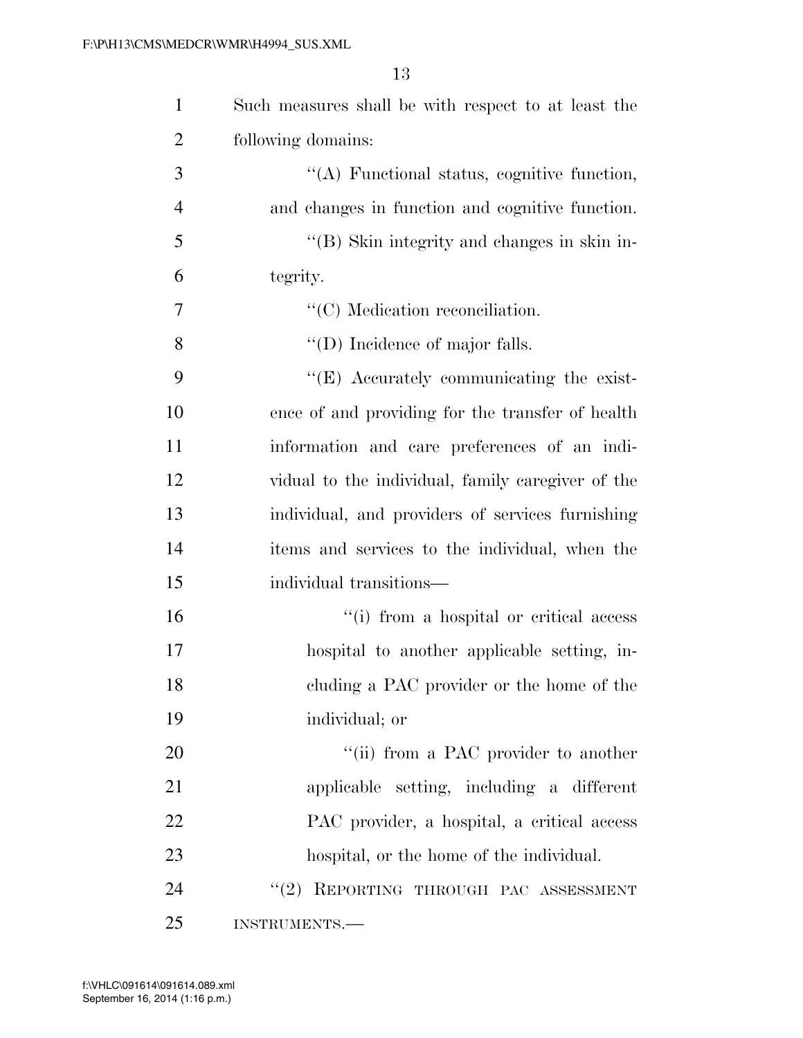Such measures shall be with respect to at least the following domains:

"(A) Functional status, cognitive function, and changes in function and cognitive function.

"(B) Skin integrity and changes in skin integrity.

"(C) Medication reconciliation.

"(D) Incidence of major falls.

"(E) Accurately communicating the existence of and providing for the transfer of health information and care preferences of an individual to the individual, family caregiver of the individual, and providers of services furnishing items and services to the individual, when the individual transitions—

"(i) from a hospital or critical access hospital to another applicable setting, including a PAC provider or the home of the individual; or

"(ii) from a PAC provider to another applicable setting, including a different PAC provider, a hospital, a critical access hospital, or the home of the individual.

"(2) REPORTING THROUGH PAC ASSESSMENT INSTRUMENTS.—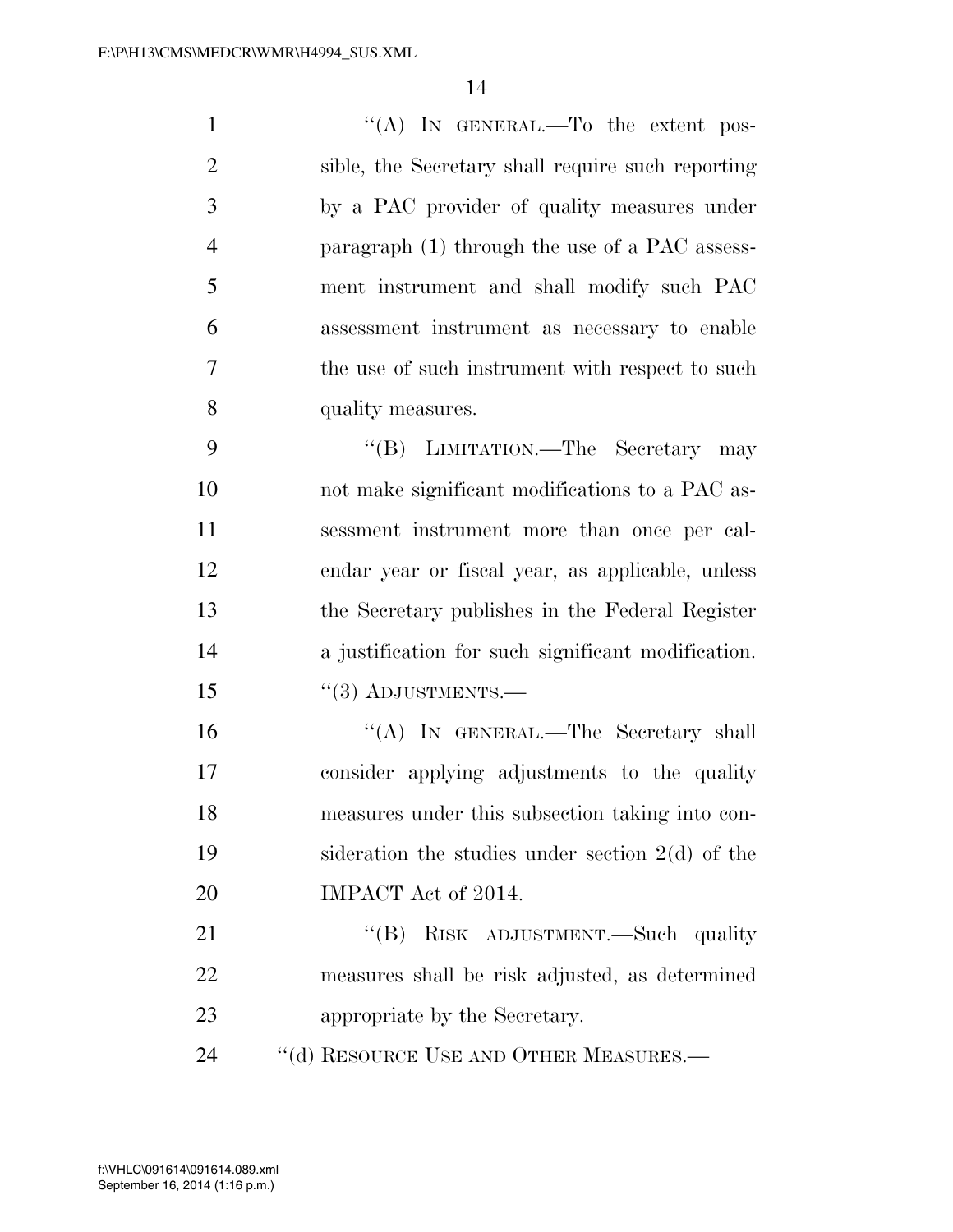''(A) IN GENERAL.—To the extent possible, the Secretary shall require such reporting by a PAC provider of quality measures under paragraph (1) through the use of a PAC assessment instrument and shall modify such PAC assessment instrument as necessary to enable the use of such instrument with respect to such quality measures.

''(B) LIMITATION.—The Secretary may not make significant modifications to a PAC assessment instrument more than once per calendar year or fiscal year, as applicable, unless the Secretary publishes in the Federal Register a justification for such significant modification.

''(3) ADJUSTMENTS.—

''(A) IN GENERAL.—The Secretary shall consider applying adjustments to the quality measures under this subsection taking into consideration the studies under section 2(d) of the IMPACT Act of 2014.

''(B) RISK ADJUSTMENT.—Such quality measures shall be risk adjusted, as determined appropriate by the Secretary.

''(d) RESOURCE USE AND OTHER MEASURES.—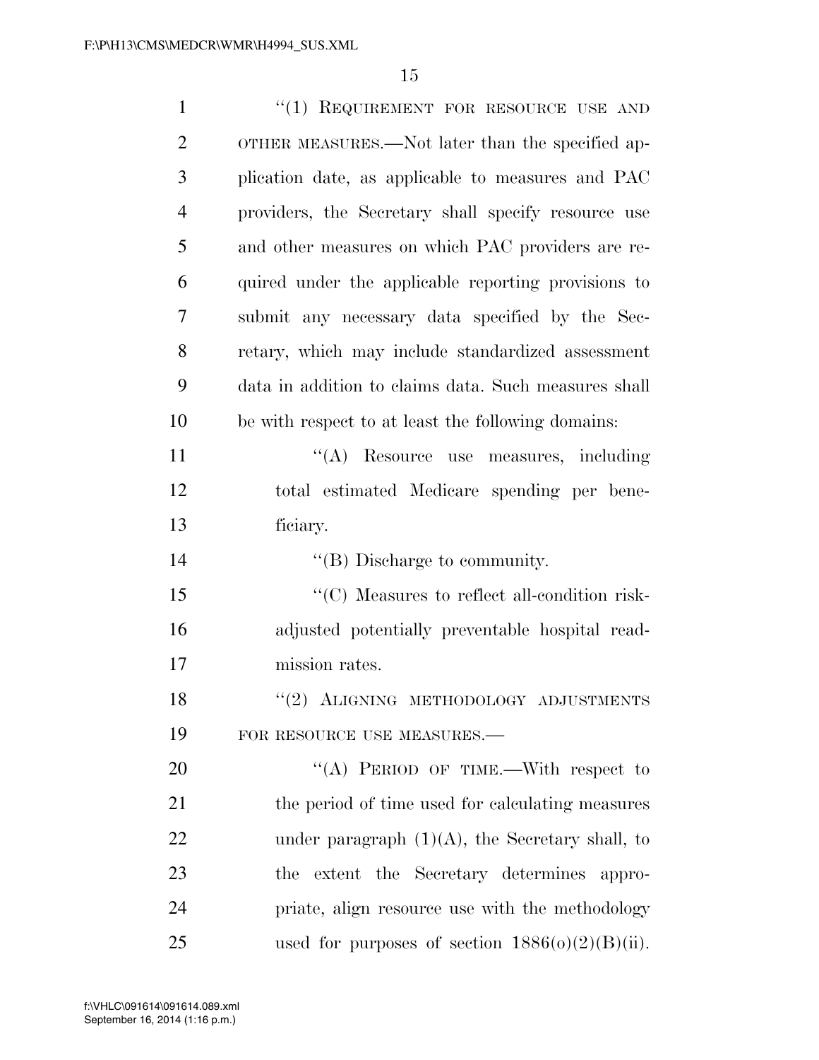"(1) REQUIREMENT FOR RESOURCE USE AND OTHER MEASURES.—Not later than the specified application date, as applicable to measures and PAC providers, the Secretary shall specify resource use and other measures on which PAC providers are required under the applicable reporting provisions to submit any necessary data specified by the Secretary, which may include standardized assessment data in addition to claims data. Such measures shall be with respect to at least the following domains:

"(A) Resource use measures, including total estimated Medicare spending per beneficiary.

"(B) Discharge to community.

"(C) Measures to reflect all-condition risk-adjusted potentially preventable hospital readmission rates.

"(2) ALIGNING METHODOLOGY ADJUSTMENTS FOR RESOURCE USE MEASURES.—

"(A) PERIOD OF TIME.—With respect to the period of time used for calculating measures under paragraph (1)(A), the Secretary shall, to the extent the Secretary determines appropriate, align resource use with the methodology used for purposes of section 1886(o)(2)(B)(ii).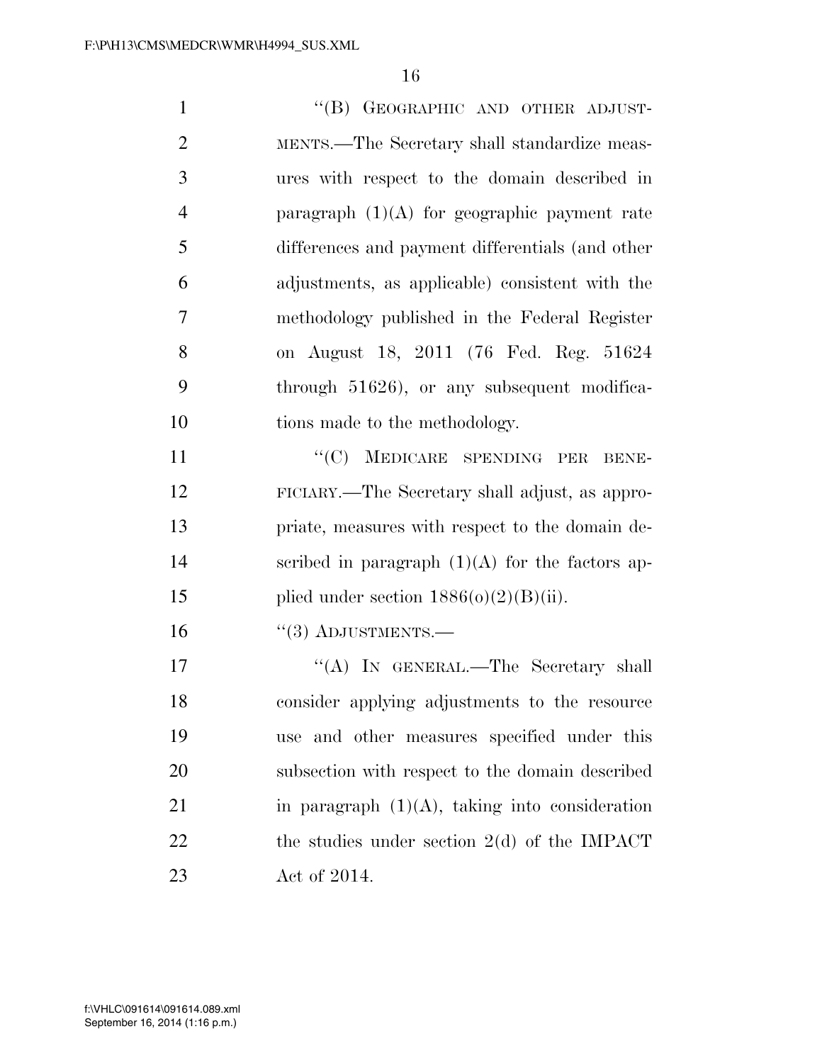"(B) GEOGRAPHIC AND OTHER ADJUSTMENTS.—The Secretary shall standardize measures with respect to the domain described in paragraph (1)(A) for geographic payment rate differences and payment differentials (and other adjustments, as applicable) consistent with the methodology published in the Federal Register on August 18, 2011 (76 Fed. Reg. 51624 through 51626), or any subsequent modifications made to the methodology.

"(C) MEDICARE SPENDING PER BENEFICIARY.—The Secretary shall adjust, as appropriate, measures with respect to the domain described in paragraph (1)(A) for the factors applied under section 1886(o)(2)(B)(ii).

"(3) ADJUSTMENTS.—

"(A) IN GENERAL.—The Secretary shall consider applying adjustments to the resource use and other measures specified under this subsection with respect to the domain described in paragraph (1)(A), taking into consideration the studies under section 2(d) of the IMPACT Act of 2014.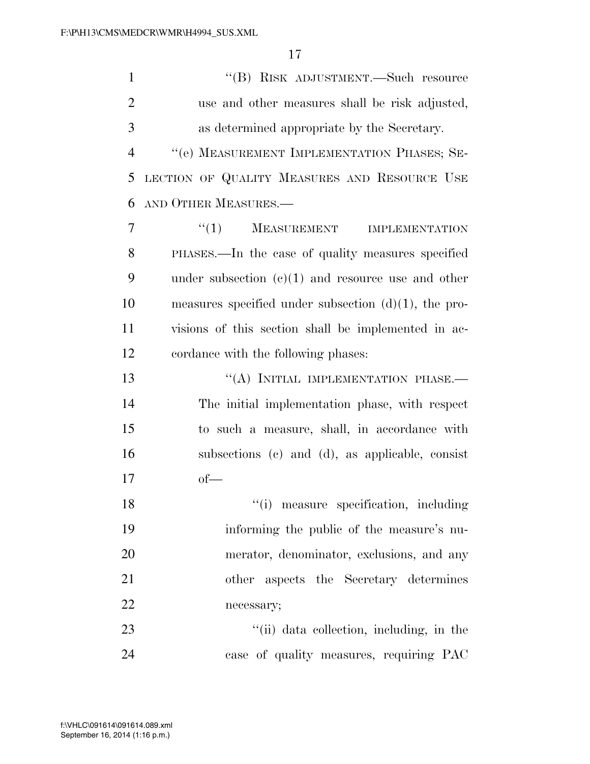"(B) RISK ADJUSTMENT.—Such resource use and other measures shall be risk adjusted, as determined appropriate by the Secretary.

"(e) MEASUREMENT IMPLEMENTATION PHASES; SELECTION OF QUALITY MEASURES AND RESOURCE USE AND OTHER MEASURES.—

"(1) MEASUREMENT IMPLEMENTATION PHASES.—In the case of quality measures specified under subsection (c)(1) and resource use and other measures specified under subsection (d)(1), the provisions of this section shall be implemented in accordance with the following phases:

"(A) INITIAL IMPLEMENTATION PHASE.—The initial implementation phase, with respect to such a measure, shall, in accordance with subsections (c) and (d), as applicable, consist of—

"(i) measure specification, including informing the public of the measure's numerator, denominator, exclusions, and any other aspects the Secretary determines necessary;

"(ii) data collection, including, in the case of quality measures, requiring PAC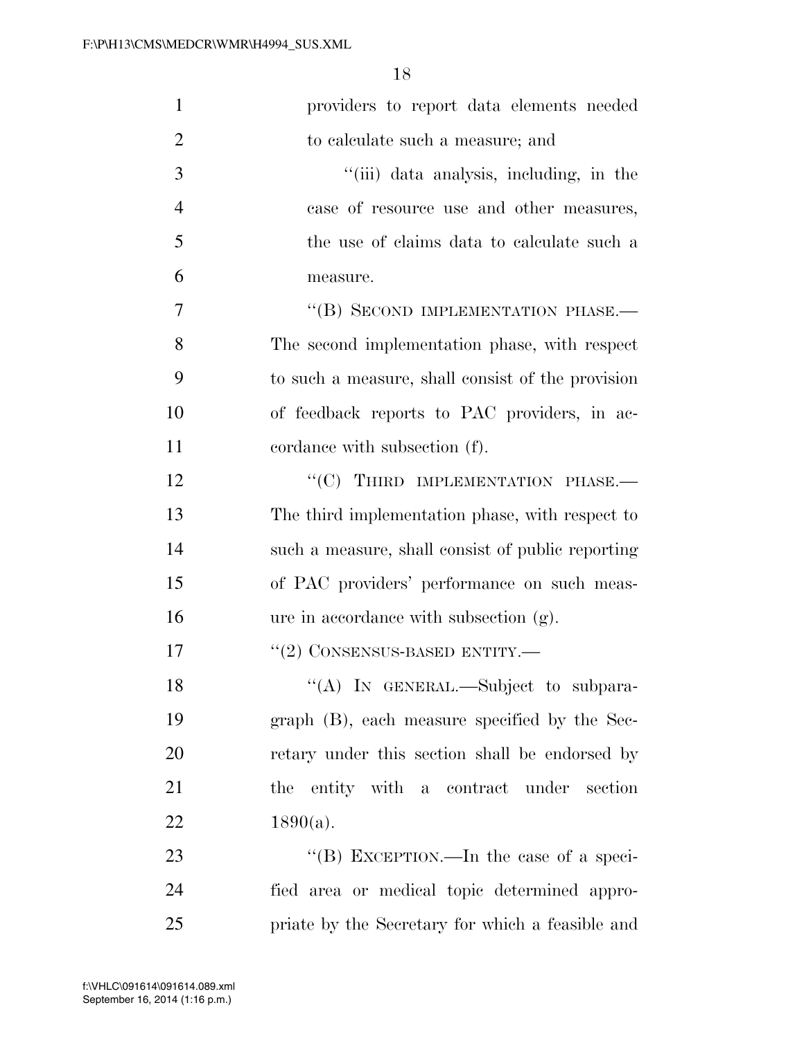providers to report data elements needed to calculate such a measure; and

"(iii) data analysis, including, in the case of resource use and other measures, the use of claims data to calculate such a measure.

"(B) SECOND IMPLEMENTATION PHASE.— The second implementation phase, with respect to such a measure, shall consist of the provision of feedback reports to PAC providers, in accordance with subsection (f).

"(C) THIRD IMPLEMENTATION PHASE.— The third implementation phase, with respect to such a measure, shall consist of public reporting of PAC providers' performance on such measure in accordance with subsection (g).

"(2) CONSENSUS-BASED ENTITY.—

"(A) IN GENERAL.—Subject to subparagraph (B), each measure specified by the Secretary under this section shall be endorsed by the entity with a contract under section 1890(a).

"(B) EXCEPTION.—In the case of a specified area or medical topic determined appropriate by the Secretary for which a feasible and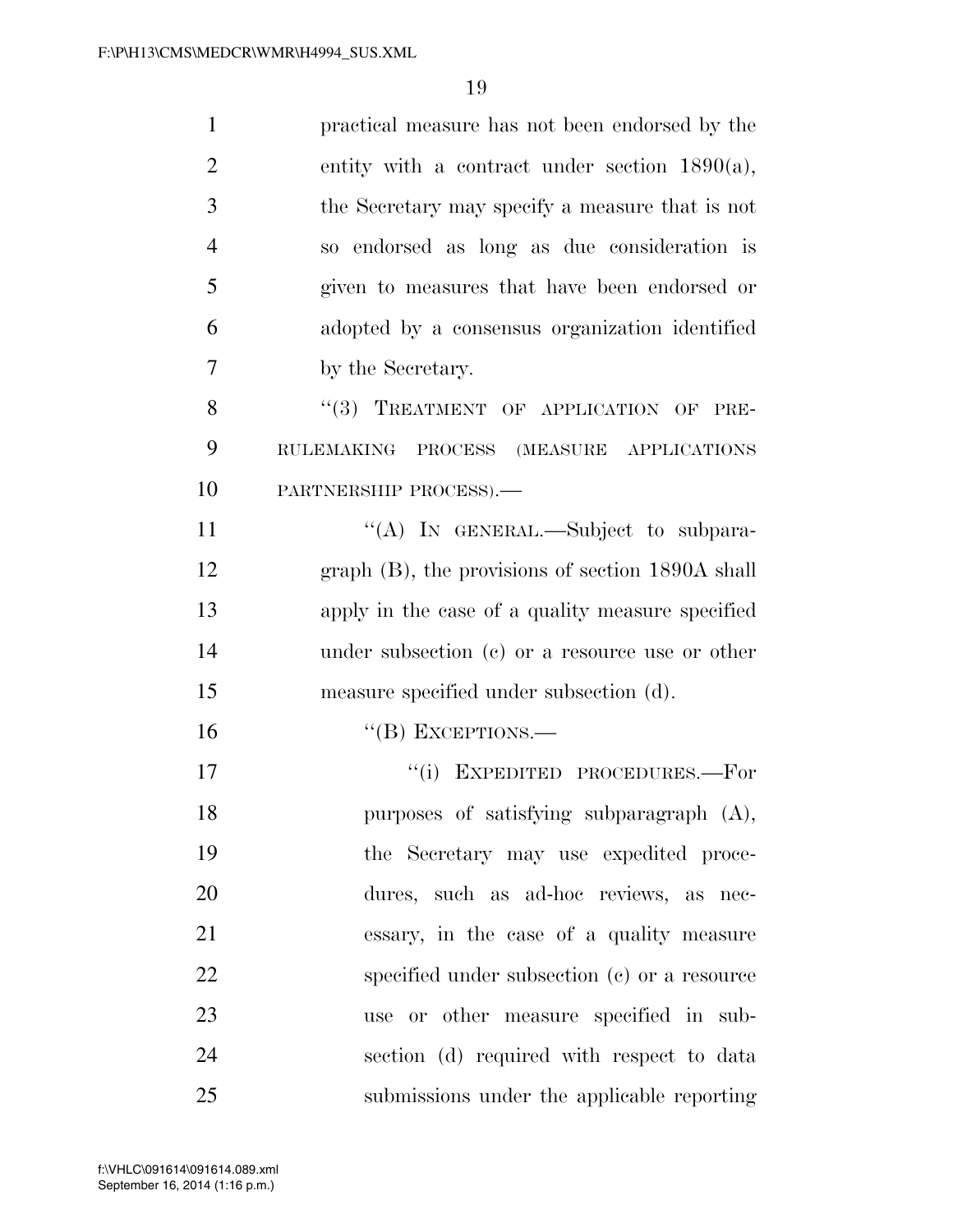practical measure has not been endorsed by the entity with a contract under section 1890(a), the Secretary may specify a measure that is not so endorsed as long as due consideration is given to measures that have been endorsed or adopted by a consensus organization identified by the Secretary.

"(3) TREATMENT OF APPLICATION OF PRE-RULEMAKING PROCESS (MEASURE APPLICATIONS PARTNERSHIP PROCESS).—

"(A) IN GENERAL.—Subject to subparagraph (B), the provisions of section 1890A shall apply in the case of a quality measure specified under subsection (c) or a resource use or other measure specified under subsection (d).

"(B) EXCEPTIONS.—

"(i) EXPEDITED PROCEDURES.—For purposes of satisfying subparagraph (A), the Secretary may use expedited procedures, such as ad-hoc reviews, as necessary, in the case of a quality measure specified under subsection (c) or a resource use or other measure specified in subsection (d) required with respect to data submissions under the applicable reporting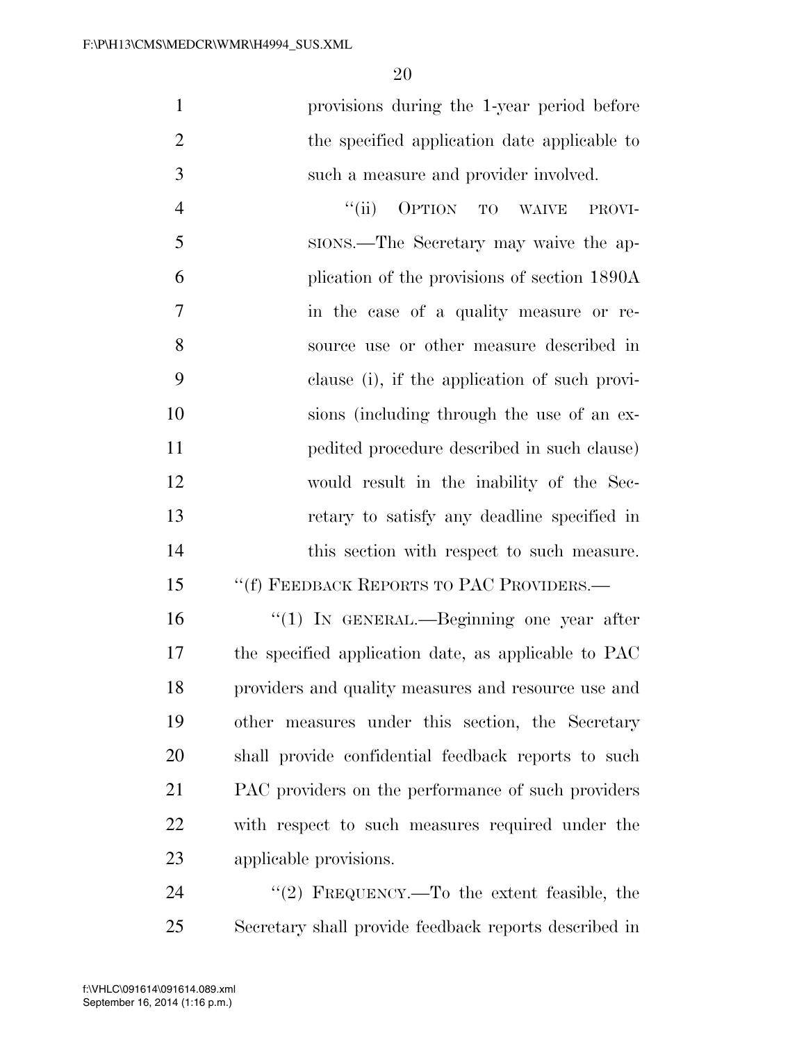provisions during the 1-year period before the specified application date applicable to such a measure and provider involved.

"(ii) OPTION TO WAIVE PROVISIONS.—The Secretary may waive the application of the provisions of section 1890A in the case of a quality measure or resource use or other measure described in clause (i), if the application of such provisions (including through the use of an expedited procedure described in such clause) would result in the inability of the Secretary to satisfy any deadline specified in this section with respect to such measure.

"(f) FEEDBACK REPORTS TO PAC PROVIDERS.—

"(1) IN GENERAL.—Beginning one year after the specified application date, as applicable to PAC providers and quality measures and resource use and other measures under this section, the Secretary shall provide confidential feedback reports to such PAC providers on the performance of such providers with respect to such measures required under the applicable provisions.

"(2) FREQUENCY.—To the extent feasible, the Secretary shall provide feedback reports described in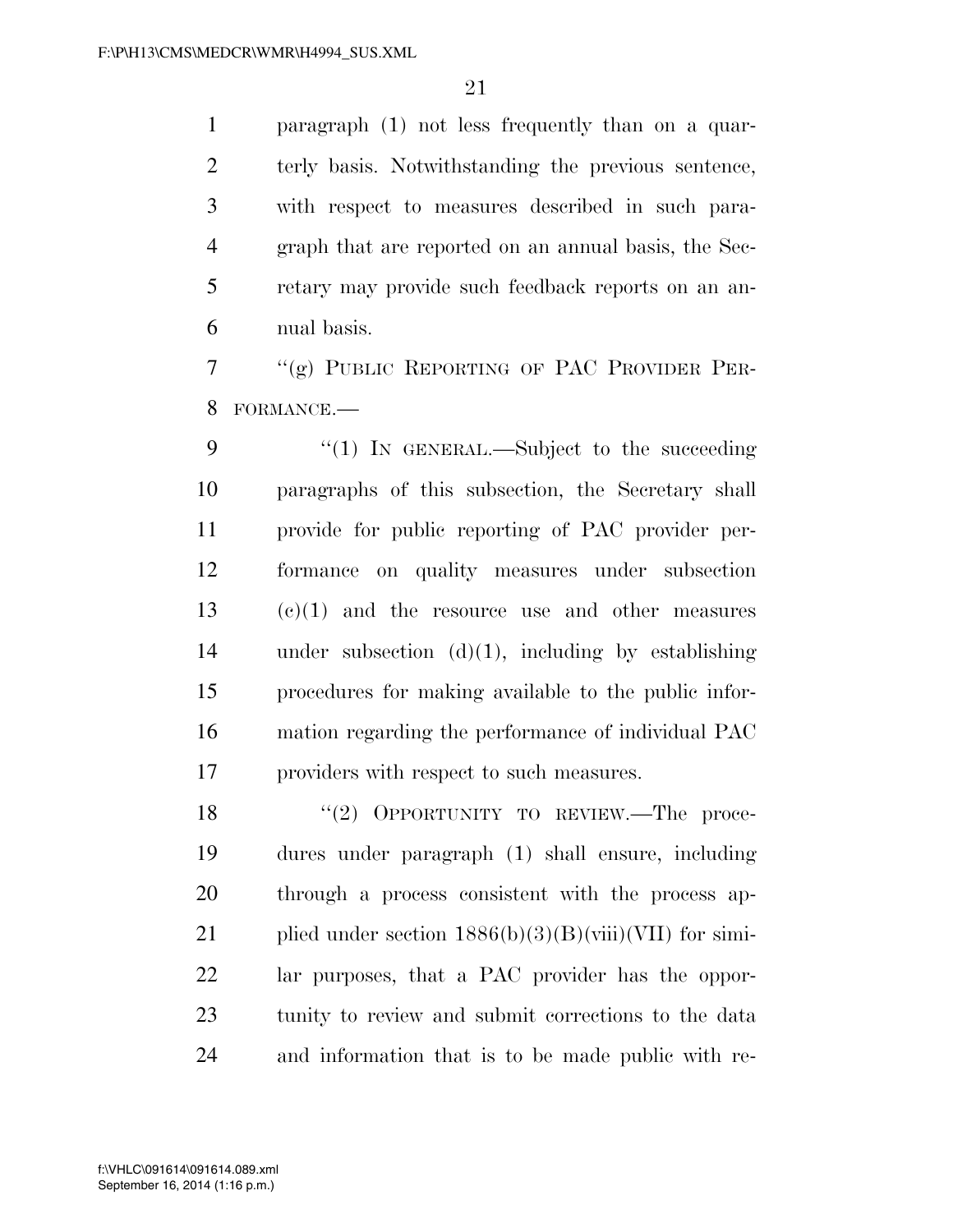paragraph (1) not less frequently than on a quarterly basis. Notwithstanding the previous sentence, with respect to measures described in such paragraph that are reported on an annual basis, the Secretary may provide such feedback reports on an annual basis.

"(g) PUBLIC REPORTING OF PAC PROVIDER PERFORMANCE.—

"(1) IN GENERAL.—Subject to the succeeding paragraphs of this subsection, the Secretary shall provide for public reporting of PAC provider performance on quality measures under subsection (c)(1) and the resource use and other measures under subsection (d)(1), including by establishing procedures for making available to the public information regarding the performance of individual PAC providers with respect to such measures.

"(2) OPPORTUNITY TO REVIEW.—The procedures under paragraph (1) shall ensure, including through a process consistent with the process applied under section 1886(b)(3)(B)(viii)(VII) for similar purposes, that a PAC provider has the opportunity to review and submit corrections to the data and information that is to be made public with re-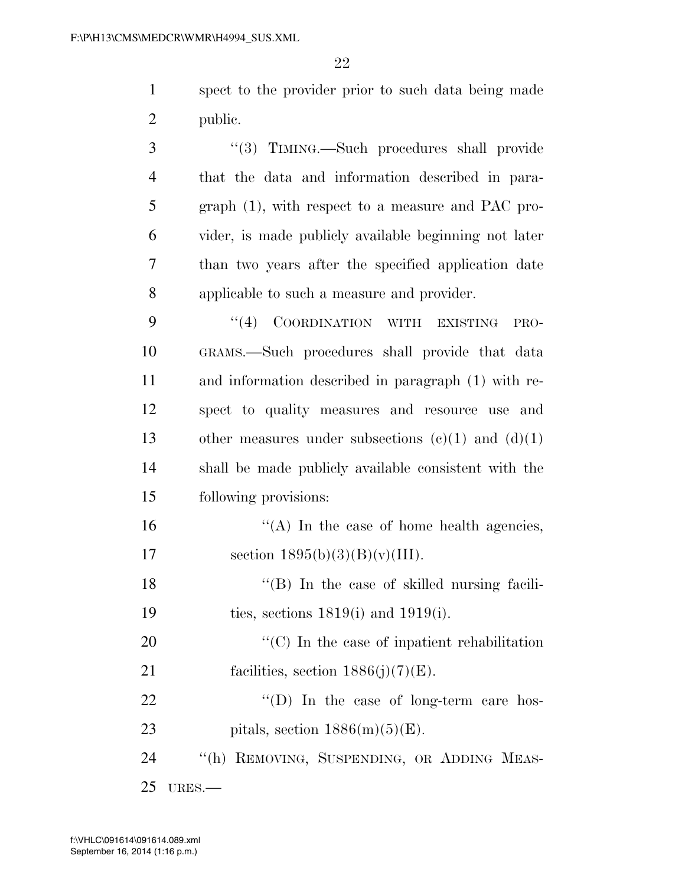spect to the provider prior to such data being made public.

"(3) TIMING.—Such procedures shall provide that the data and information described in paragraph (1), with respect to a measure and PAC provider, is made publicly available beginning not later than two years after the specified application date applicable to such a measure and provider.

"(4) COORDINATION WITH EXISTING PROGRAMS.—Such procedures shall provide that data and information described in paragraph (1) with respect to quality measures and resource use and other measures under subsections (c)(1) and (d)(1) shall be made publicly available consistent with the following provisions:

"(A) In the case of home health agencies, section 1895(b)(3)(B)(v)(III).

"(B) In the case of skilled nursing facilities, sections 1819(i) and 1919(i).

"(C) In the case of inpatient rehabilitation facilities, section 1886(j)(7)(E).

"(D) In the case of long-term care hospitals, section 1886(m)(5)(E).

"(h) REMOVING, SUSPENDING, OR ADDING MEASURES.—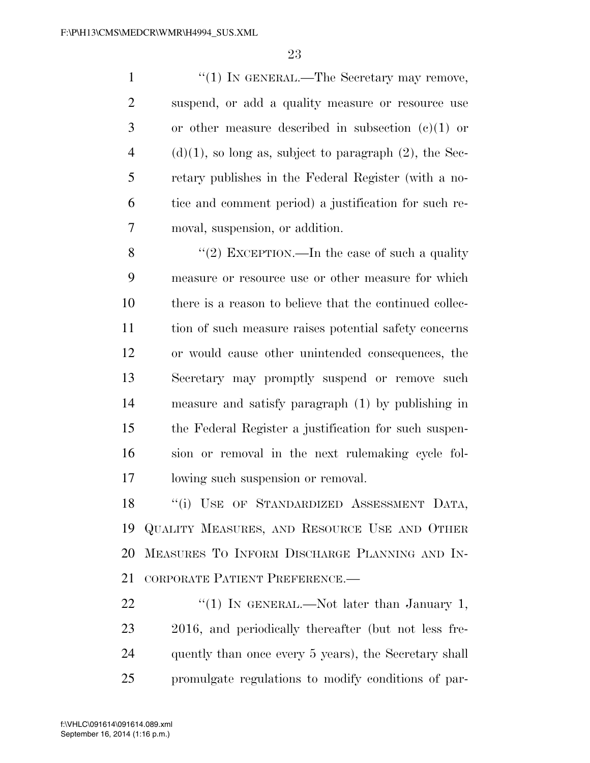"(1) IN GENERAL.—The Secretary may remove, suspend, or add a quality measure or resource use or other measure described in subsection (c)(1) or (d)(1), so long as, subject to paragraph (2), the Secretary publishes in the Federal Register (with a notice and comment period) a justification for such removal, suspension, or addition.

"(2) EXCEPTION.—In the case of such a quality measure or resource use or other measure for which there is a reason to believe that the continued collection of such measure raises potential safety concerns or would cause other unintended consequences, the Secretary may promptly suspend or remove such measure and satisfy paragraph (1) by publishing in the Federal Register a justification for such suspension or removal in the next rulemaking cycle following such suspension or removal.

"(i) USE OF STANDARDIZED ASSESSMENT DATA, QUALITY MEASURES, AND RESOURCE USE AND OTHER MEASURES TO INFORM DISCHARGE PLANNING AND INCORPORATE PATIENT PREFERENCE.—

"(1) IN GENERAL.—Not later than January 1, 2016, and periodically thereafter (but not less frequently than once every 5 years), the Secretary shall promulgate regulations to modify conditions of par-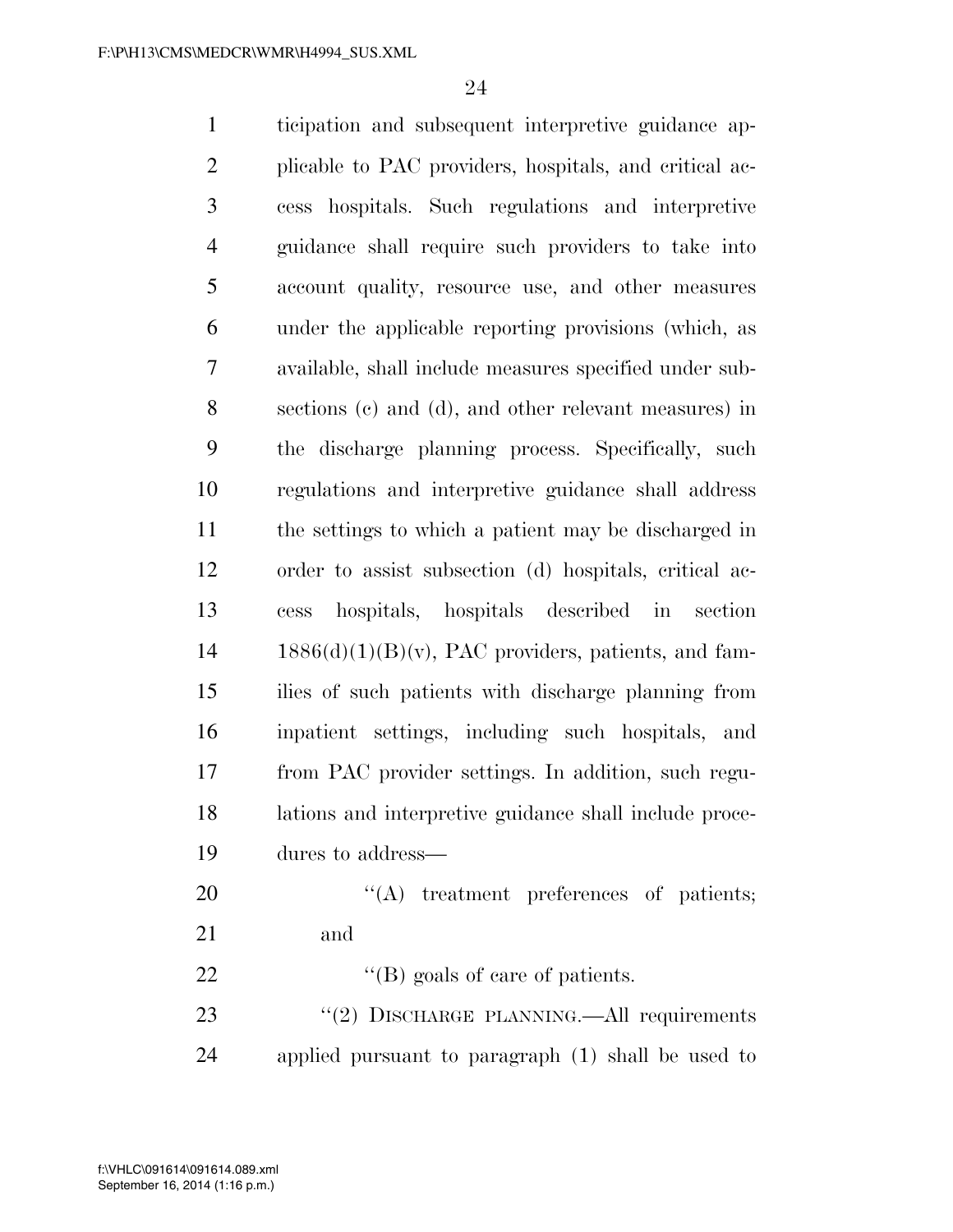ticipation and subsequent interpretive guidance applicable to PAC providers, hospitals, and critical access hospitals. Such regulations and interpretive guidance shall require such providers to take into account quality, resource use, and other measures under the applicable reporting provisions (which, as available, shall include measures specified under subsections (c) and (d), and other relevant measures) in the discharge planning process. Specifically, such regulations and interpretive guidance shall address the settings to which a patient may be discharged in order to assist subsection (d) hospitals, critical access hospitals, hospitals described in section 1886(d)(1)(B)(v), PAC providers, patients, and families of such patients with discharge planning from inpatient settings, including such hospitals, and from PAC provider settings. In addition, such regulations and interpretive guidance shall include procedures to address—

"(A) treatment preferences of patients; and

"(B) goals of care of patients.

"(2) DISCHARGE PLANNING.—All requirements applied pursuant to paragraph (1) shall be used to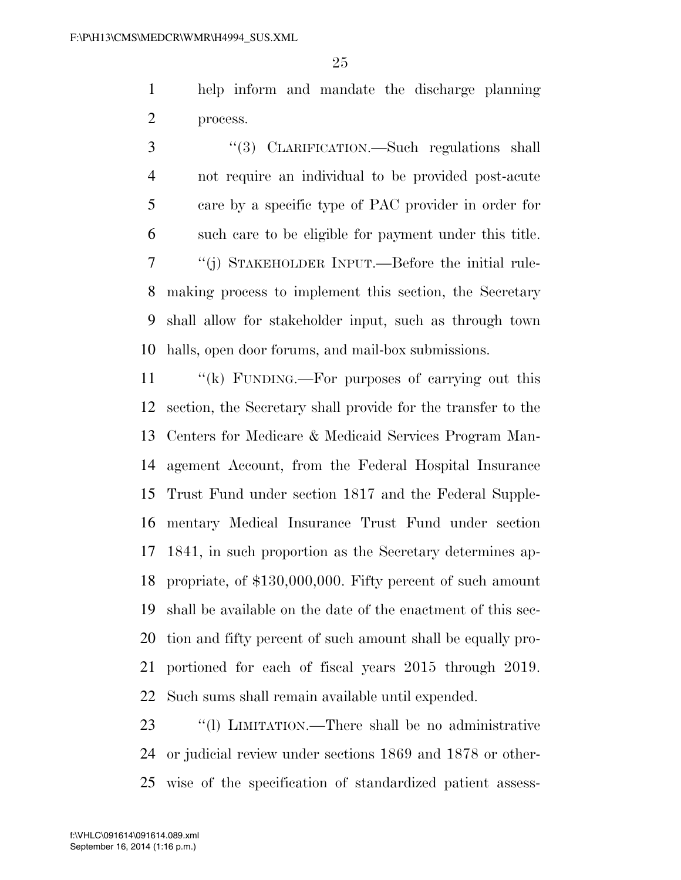help inform and mandate the discharge planning process.

"(3) CLARIFICATION.—Such regulations shall not require an individual to be provided post-acute care by a specific type of PAC provider in order for such care to be eligible for payment under this title.

"(j) STAKEHOLDER INPUT.—Before the initial rulemaking process to implement this section, the Secretary shall allow for stakeholder input, such as through town halls, open door forums, and mail-box submissions.

"(k) FUNDING.—For purposes of carrying out this section, the Secretary shall provide for the transfer to the Centers for Medicare & Medicaid Services Program Management Account, from the Federal Hospital Insurance Trust Fund under section 1817 and the Federal Supplementary Medical Insurance Trust Fund under section 1841, in such proportion as the Secretary determines appropriate, of $130,000,000. Fifty percent of such amount shall be available on the date of the enactment of this section and fifty percent of such amount shall be equally proportioned for each of fiscal years 2015 through 2019. Such sums shall remain available until expended.

"(l) LIMITATION.—There shall be no administrative or judicial review under sections 1869 and 1878 or otherwise of the specification of standardized patient assess-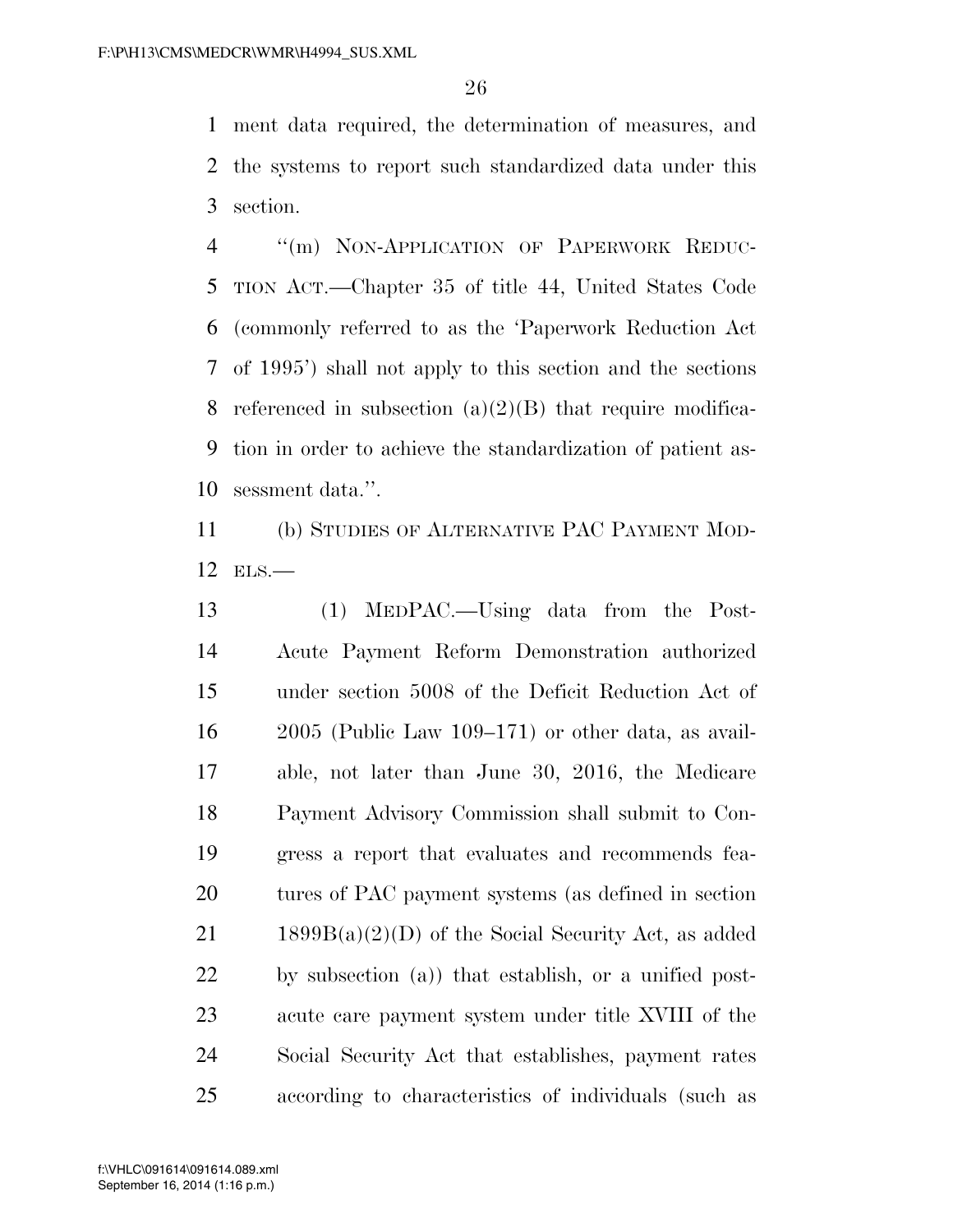ment data required, the determination of measures, and the systems to report such standardized data under this section.

"(m) NON-APPLICATION OF PAPERWORK REDUCTION ACT.—Chapter 35 of title 44, United States Code (commonly referred to as the 'Paperwork Reduction Act of 1995') shall not apply to this section and the sections referenced in subsection (a)(2)(B) that require modification in order to achieve the standardization of patient assessment data.".

(b) STUDIES OF ALTERNATIVE PAC PAYMENT MODELS.—

(1) MEDPAC.—Using data from the Post-Acute Payment Reform Demonstration authorized under section 5008 of the Deficit Reduction Act of 2005 (Public Law 109–171) or other data, as available, not later than June 30, 2016, the Medicare Payment Advisory Commission shall submit to Congress a report that evaluates and recommends features of PAC payment systems (as defined in section 1899B(a)(2)(D) of the Social Security Act, as added by subsection (a)) that establish, or a unified post-acute care payment system under title XVIII of the Social Security Act that establishes, payment rates according to characteristics of individuals (such as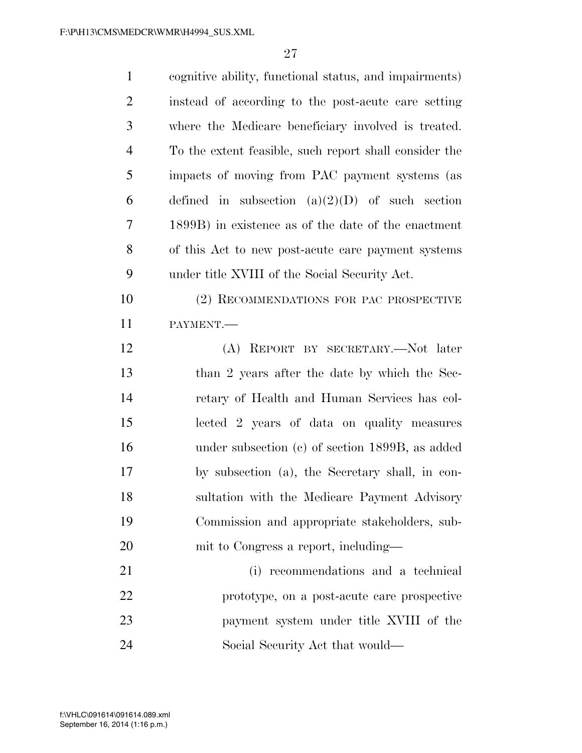cognitive ability, functional status, and impairments) instead of according to the post-acute care setting where the Medicare beneficiary involved is treated. To the extent feasible, such report shall consider the impacts of moving from PAC payment systems (as defined in subsection (a)(2)(D) of such section 1899B) in existence as of the date of the enactment of this Act to new post-acute care payment systems under title XVIII of the Social Security Act.

(2) RECOMMENDATIONS FOR PAC PROSPECTIVE PAYMENT.—

(A) REPORT BY SECRETARY.—Not later than 2 years after the date by which the Secretary of Health and Human Services has collected 2 years of data on quality measures under subsection (c) of section 1899B, as added by subsection (a), the Secretary shall, in consultation with the Medicare Payment Advisory Commission and appropriate stakeholders, submit to Congress a report, including—

(i) recommendations and a technical prototype, on a post-acute care prospective payment system under title XVIII of the Social Security Act that would—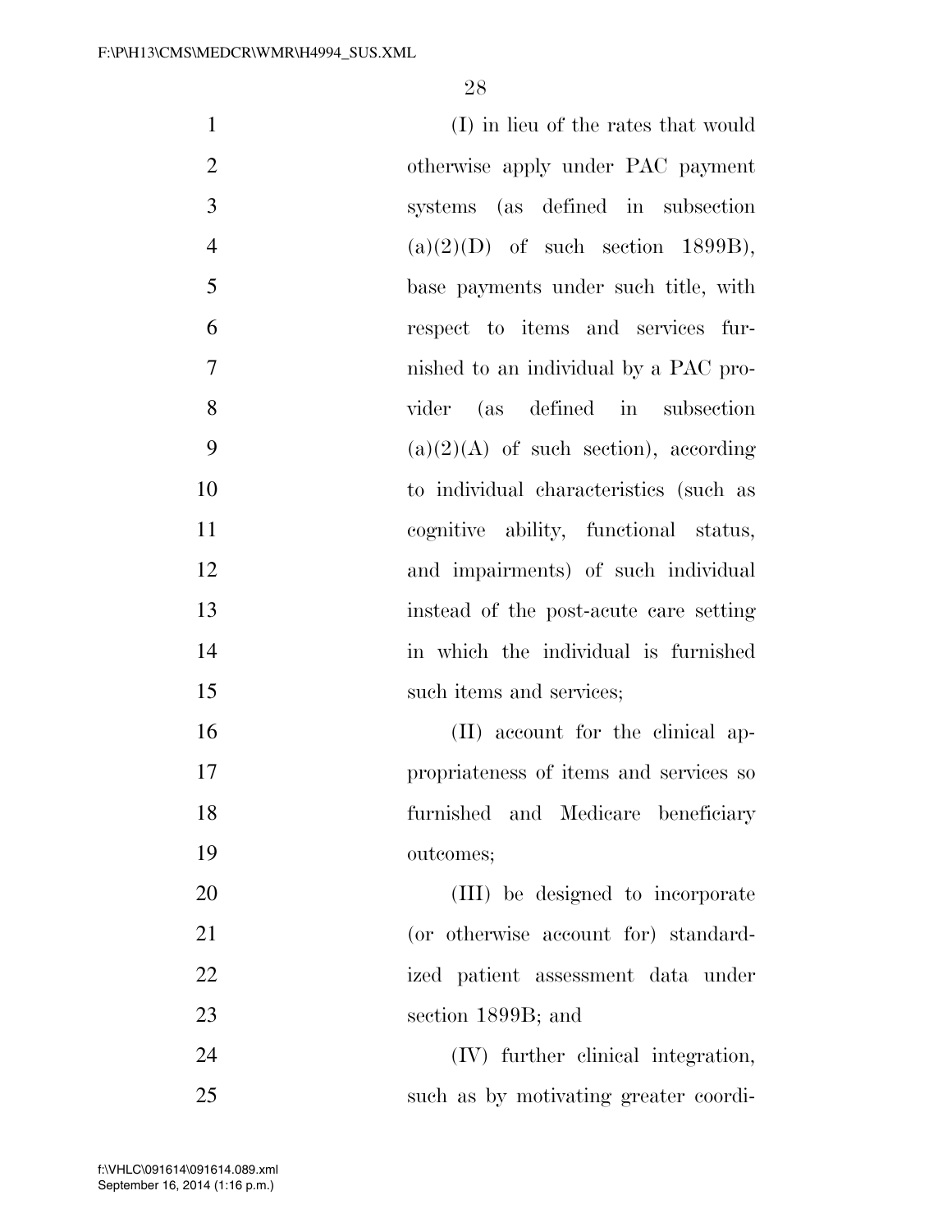(I) in lieu of the rates that would otherwise apply under PAC payment systems (as defined in subsection (a)(2)(D) of such section 1899B), base payments under such title, with respect to items and services furnished to an individual by a PAC provider (as defined in subsection (a)(2)(A) of such section), according to individual characteristics (such as cognitive ability, functional status, and impairments) of such individual instead of the post-acute care setting in which the individual is furnished such items and services;

(II) account for the clinical appropriateness of items and services so furnished and Medicare beneficiary outcomes;

(III) be designed to incorporate (or otherwise account for) standardized patient assessment data under section 1899B; and

(IV) further clinical integration, such as by motivating greater coordi-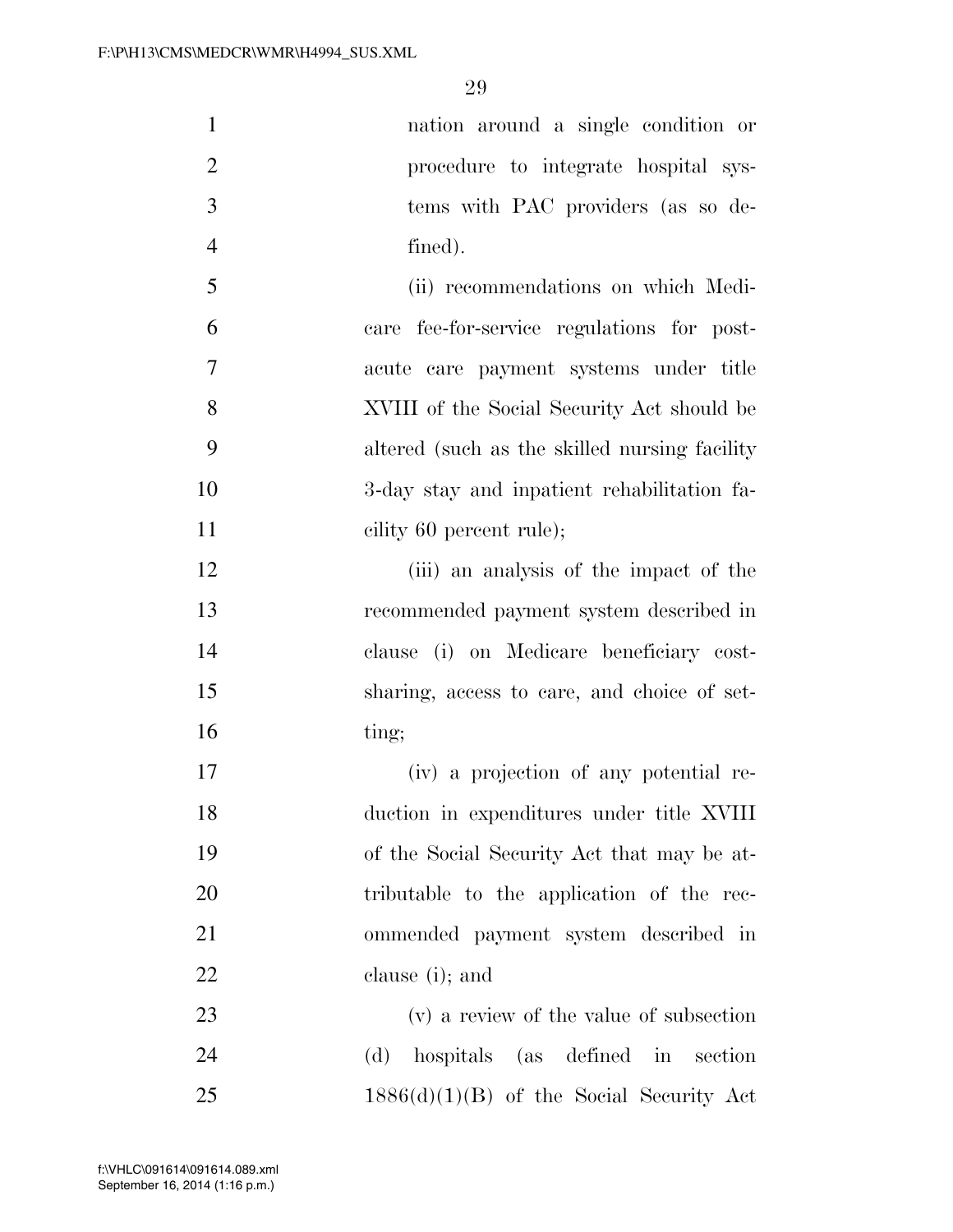nation around a single condition or procedure to integrate hospital systems with PAC providers (as so defined).

(ii) recommendations on which Medicare fee-for-service regulations for post-acute care payment systems under title XVIII of the Social Security Act should be altered (such as the skilled nursing facility 3-day stay and inpatient rehabilitation facility 60 percent rule);

(iii) an analysis of the impact of the recommended payment system described in clause (i) on Medicare beneficiary cost-sharing, access to care, and choice of setting;

(iv) a projection of any potential reduction in expenditures under title XVIII of the Social Security Act that may be attributable to the application of the recommended payment system described in clause (i); and

(v) a review of the value of subsection (d) hospitals (as defined in section 1886(d)(1)(B) of the Social Security Act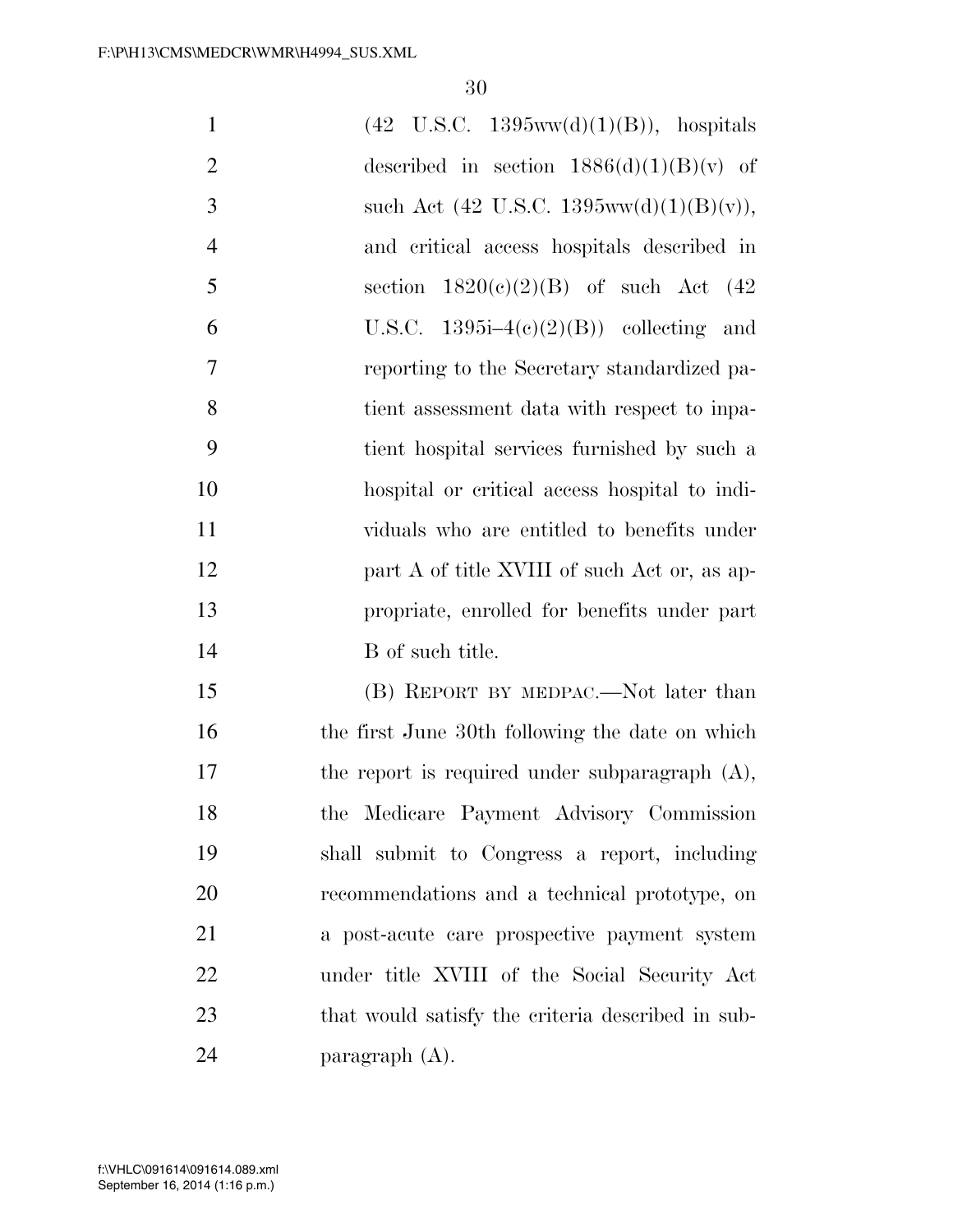(42 U.S.C. 1395ww(d)(1)(B)), hospitals described in section 1886(d)(1)(B)(v) of such Act (42 U.S.C. 1395ww(d)(1)(B)(v)), and critical access hospitals described in section 1820(c)(2)(B) of such Act (42 U.S.C. 1395i–4(c)(2)(B)) collecting and reporting to the Secretary standardized patient assessment data with respect to inpatient hospital services furnished by such a hospital or critical access hospital to individuals who are entitled to benefits under part A of title XVIII of such Act or, as appropriate, enrolled for benefits under part B of such title.

(B) REPORT BY MEDPAC.—Not later than the first June 30th following the date on which the report is required under subparagraph (A), the Medicare Payment Advisory Commission shall submit to Congress a report, including recommendations and a technical prototype, on a post-acute care prospective payment system under title XVIII of the Social Security Act that would satisfy the criteria described in subparagraph (A).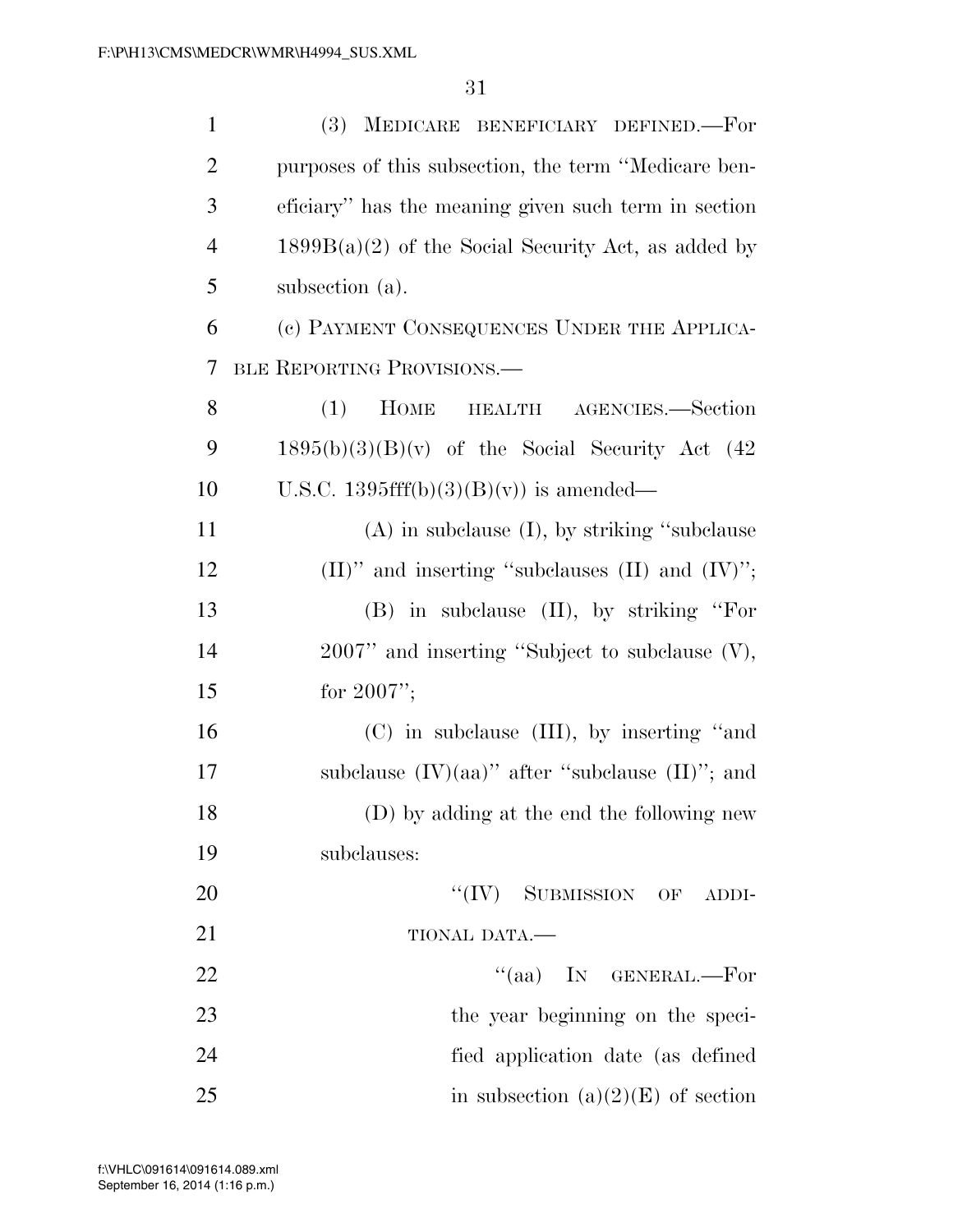(3) MEDICARE BENEFICIARY DEFINED.—For purposes of this subsection, the term ''Medicare beneficiary'' has the meaning given such term in section 1899B(a)(2) of the Social Security Act, as added by subsection (a).

(c) PAYMENT CONSEQUENCES UNDER THE APPLICABLE REPORTING PROVISIONS.—

(1) HOME HEALTH AGENCIES.—Section 1895(b)(3)(B)(v) of the Social Security Act (42 U.S.C. 1395fff(b)(3)(B)(v)) is amended—

(A) in subclause (I), by striking ''subclause (II)'' and inserting ''subclauses (II) and (IV)'';

(B) in subclause (II), by striking ''For 2007'' and inserting ''Subject to subclause (V), for 2007'';

(C) in subclause (III), by inserting ''and subclause (IV)(aa)'' after ''subclause (II)''; and

(D) by adding at the end the following new subclauses:

''(IV) SUBMISSION OF ADDITIONAL DATA.—

''(aa) IN GENERAL.—For the year beginning on the specified application date (as defined in subsection (a)(2)(E) of section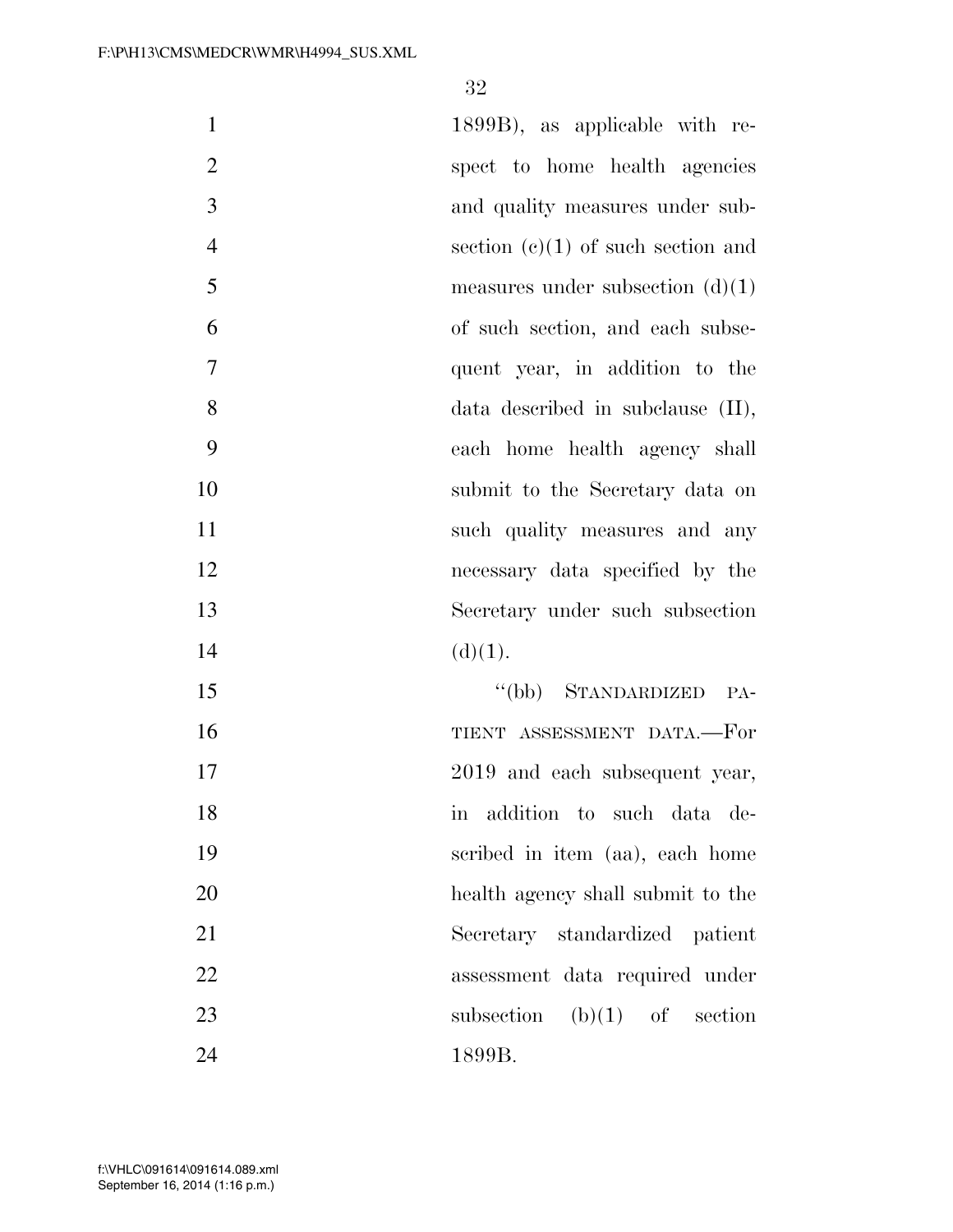1899B), as applicable with respect to home health agencies and quality measures under subsection (c)(1) of such section and measures under subsection (d)(1) of such section, and each subsequent year, in addition to the data described in subclause (II), each home health agency shall submit to the Secretary data on such quality measures and any necessary data specified by the Secretary under such subsection (d)(1).

"(bb) STANDARDIZED PATIENT ASSESSMENT DATA.—For 2019 and each subsequent year, in addition to such data described in item (aa), each home health agency shall submit to the Secretary standardized patient assessment data required under subsection (b)(1) of section 1899B.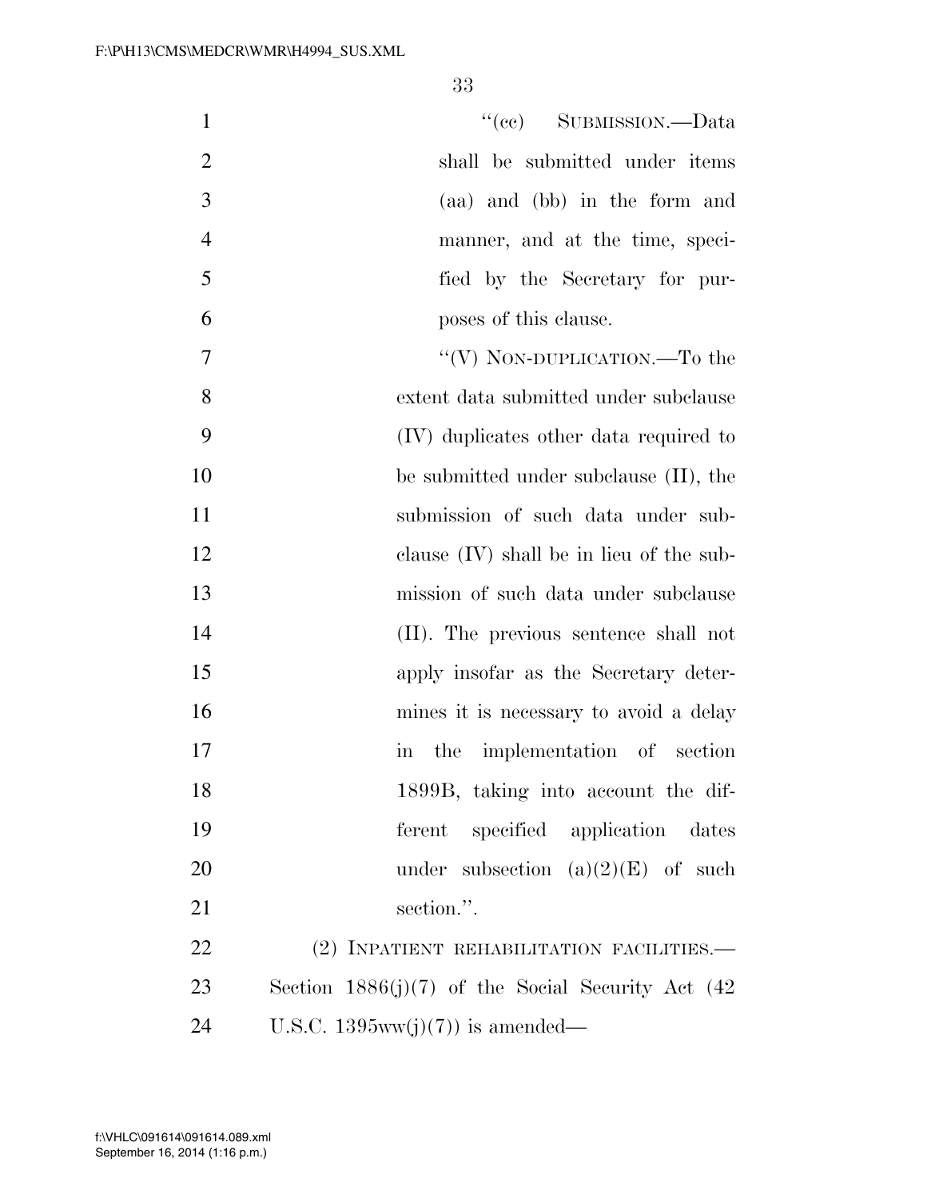"(cc) SUBMISSION.—Data shall be submitted under items (aa) and (bb) in the form and manner, and at the time, specified by the Secretary for purposes of this clause.

"(V) NON-DUPLICATION.—To the extent data submitted under subclause (IV) duplicates other data required to be submitted under subclause (II), the submission of such data under subclause (IV) shall be in lieu of the submission of such data under subclause (II). The previous sentence shall not apply insofar as the Secretary determines it is necessary to avoid a delay in the implementation of section 1899B, taking into account the different specified application dates under subsection (a)(2)(E) of such section.".

(2) INPATIENT REHABILITATION FACILITIES.—Section 1886(j)(7) of the Social Security Act (42 U.S.C. 1395ww(j)(7)) is amended—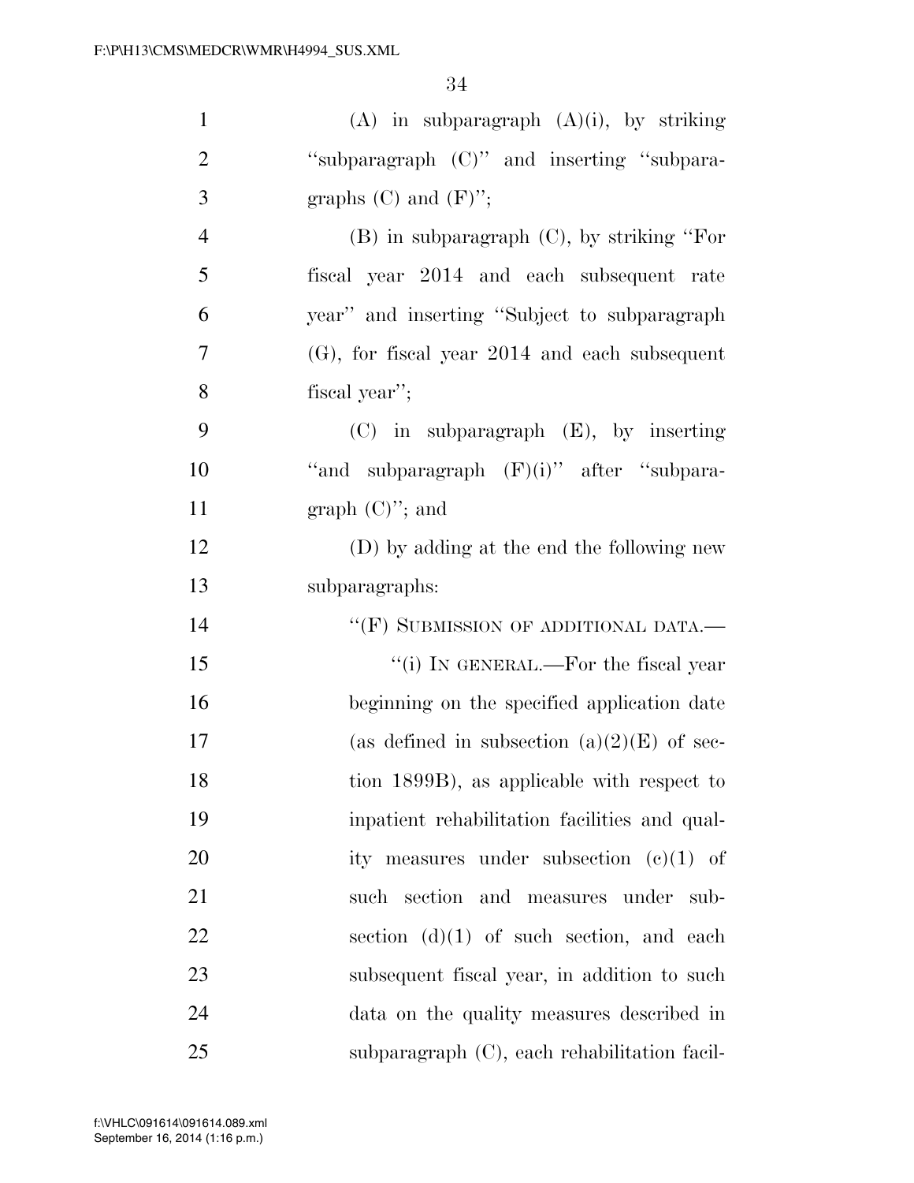(A) in subparagraph (A)(i), by striking "subparagraph (C)" and inserting "subparagraphs (C) and (F)";

(B) in subparagraph (C), by striking "For fiscal year 2014 and each subsequent rate year" and inserting "Subject to subparagraph (G), for fiscal year 2014 and each subsequent fiscal year";

(C) in subparagraph (E), by inserting "and subparagraph (F)(i)" after "subparagraph (C)"; and

(D) by adding at the end the following new subparagraphs:

"(F) SUBMISSION OF ADDITIONAL DATA.—

"(i) IN GENERAL.—For the fiscal year beginning on the specified application date (as defined in subsection (a)(2)(E) of section 1899B), as applicable with respect to inpatient rehabilitation facilities and quality measures under subsection (c)(1) of such section and measures under subsection (d)(1) of such section, and each subsequent fiscal year, in addition to such data on the quality measures described in subparagraph (C), each rehabilitation facil-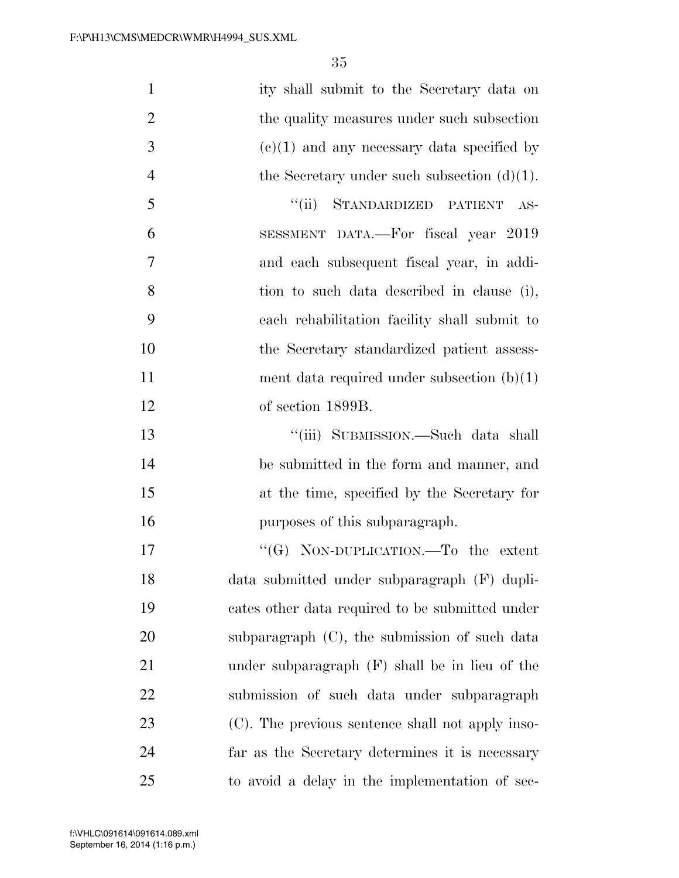ity shall submit to the Secretary data on the quality measures under such subsection (c)(1) and any necessary data specified by the Secretary under such subsection (d)(1).

"(ii) STANDARDIZED PATIENT ASSESSMENT DATA.—For fiscal year 2019 and each subsequent fiscal year, in addition to such data described in clause (i), each rehabilitation facility shall submit to the Secretary standardized patient assessment data required under subsection (b)(1) of section 1899B.

"(iii) SUBMISSION.—Such data shall be submitted in the form and manner, and at the time, specified by the Secretary for purposes of this subparagraph.

"(G) NON-DUPLICATION.—To the extent data submitted under subparagraph (F) duplicates other data required to be submitted under subparagraph (C), the submission of such data under subparagraph (F) shall be in lieu of the submission of such data under subparagraph (C). The previous sentence shall not apply insofar as the Secretary determines it is necessary to avoid a delay in the implementation of sec-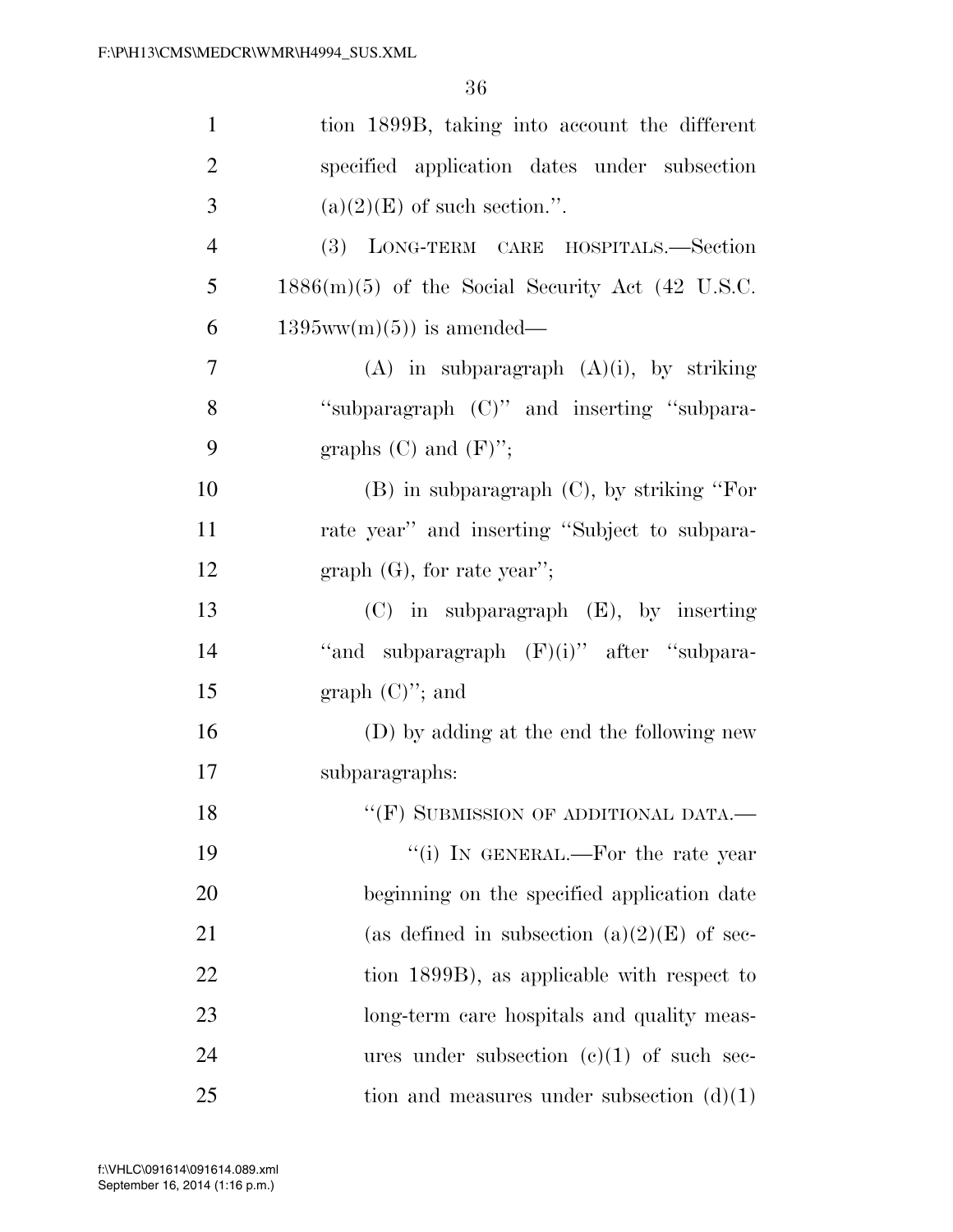tion 1899B, taking into account the different specified application dates under subsection (a)(2)(E) of such section.''.

(3) LONG-TERM CARE HOSPITALS.—Section 1886(m)(5) of the Social Security Act (42 U.S.C. 1395ww(m)(5)) is amended—

(A) in subparagraph (A)(i), by striking ''subparagraph (C)'' and inserting ''subparagraphs (C) and (F)'';

(B) in subparagraph (C), by striking ''For rate year'' and inserting ''Subject to subparagraph (G), for rate year'';

(C) in subparagraph (E), by inserting ''and subparagraph (F)(i)'' after ''subparagraph (C)''; and

(D) by adding at the end the following new subparagraphs:

''(F) SUBMISSION OF ADDITIONAL DATA.—

''(i) IN GENERAL.—For the rate year beginning on the specified application date (as defined in subsection (a)(2)(E) of section 1899B), as applicable with respect to long-term care hospitals and quality measures under subsection (c)(1) of such section and measures under subsection (d)(1)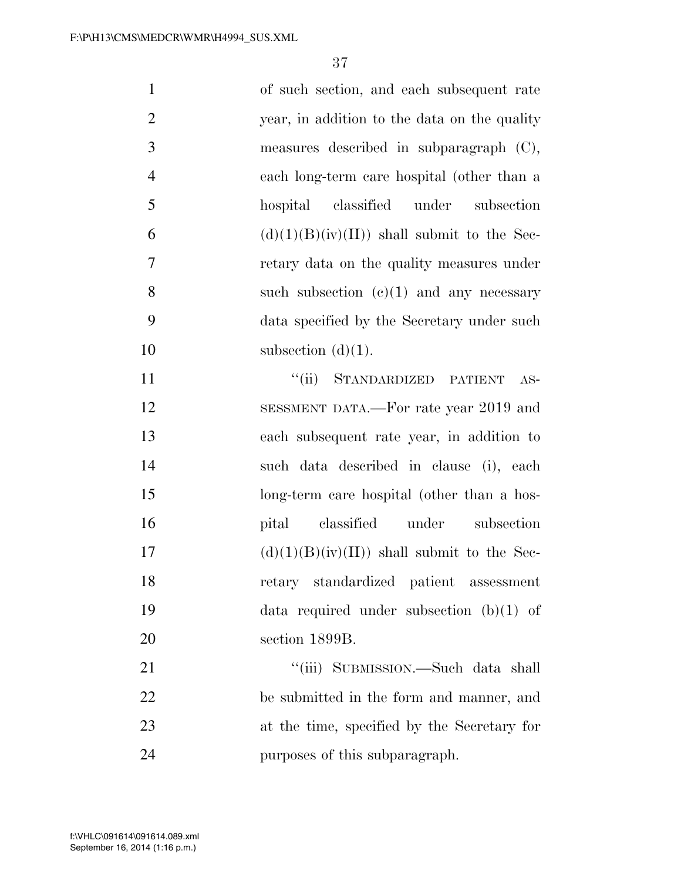of such section, and each subsequent rate year, in addition to the data on the quality measures described in subparagraph (C), each long-term care hospital (other than a hospital classified under subsection (d)(1)(B)(iv)(II)) shall submit to the Secretary data on the quality measures under such subsection (c)(1) and any necessary data specified by the Secretary under such subsection (d)(1).

''(ii) STANDARDIZED PATIENT ASSESSMENT DATA.—For rate year 2019 and each subsequent rate year, in addition to such data described in clause (i), each long-term care hospital (other than a hospital classified under subsection (d)(1)(B)(iv)(II)) shall submit to the Secretary standardized patient assessment data required under subsection (b)(1) of section 1899B.

''(iii) SUBMISSION.—Such data shall be submitted in the form and manner, and at the time, specified by the Secretary for purposes of this subparagraph.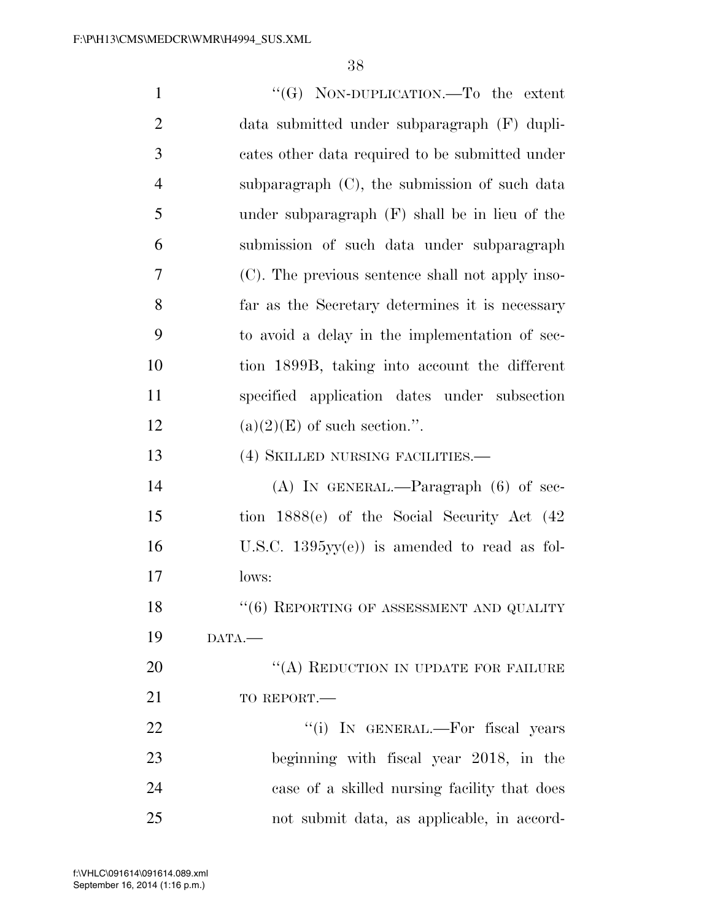"(G) NON-DUPLICATION.—To the extent data submitted under subparagraph (F) duplicates other data required to be submitted under subparagraph (C), the submission of such data under subparagraph (F) shall be in lieu of the submission of such data under subparagraph (C). The previous sentence shall not apply insofar as the Secretary determines it is necessary to avoid a delay in the implementation of section 1899B, taking into account the different specified application dates under subsection (a)(2)(E) of such section.".

(4) SKILLED NURSING FACILITIES.—

(A) IN GENERAL.—Paragraph (6) of section 1888(e) of the Social Security Act (42 U.S.C. 1395yy(e)) is amended to read as follows:

"(6) REPORTING OF ASSESSMENT AND QUALITY DATA.—

"(A) REDUCTION IN UPDATE FOR FAILURE TO REPORT.—

"(i) IN GENERAL.—For fiscal years beginning with fiscal year 2018, in the case of a skilled nursing facility that does not submit data, as applicable, in accord-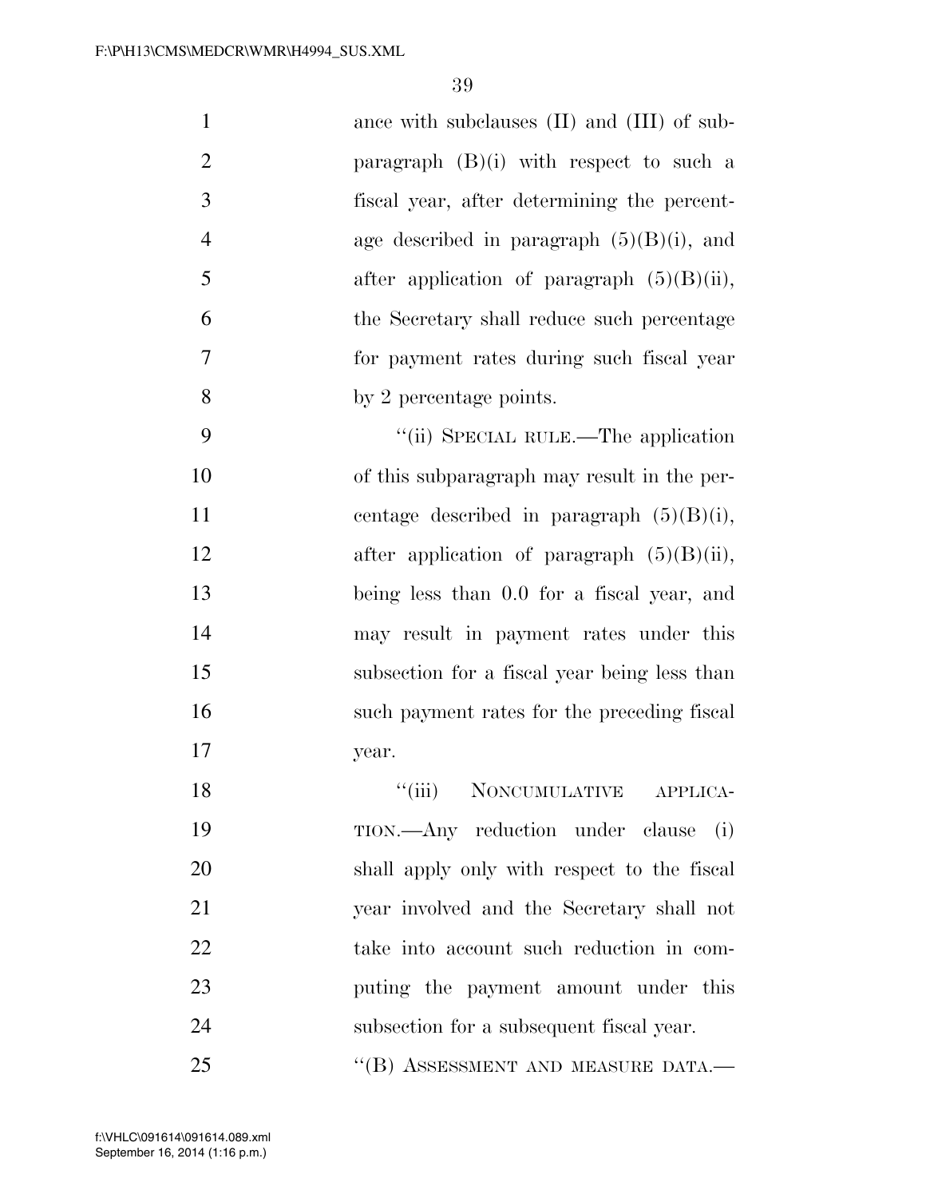ance with subclauses (II) and (III) of subparagraph (B)(i) with respect to such a fiscal year, after determining the percentage described in paragraph (5)(B)(i), and after application of paragraph (5)(B)(ii), the Secretary shall reduce such percentage for payment rates during such fiscal year by 2 percentage points.

"(ii) SPECIAL RULE.—The application of this subparagraph may result in the percentage described in paragraph (5)(B)(i), after application of paragraph (5)(B)(ii), being less than 0.0 for a fiscal year, and may result in payment rates under this subsection for a fiscal year being less than such payment rates for the preceding fiscal year.

"(iii) NONCUMULATIVE APPLICATION.—Any reduction under clause (i) shall apply only with respect to the fiscal year involved and the Secretary shall not take into account such reduction in computing the payment amount under this subsection for a subsequent fiscal year.

"(B) ASSESSMENT AND MEASURE DATA.—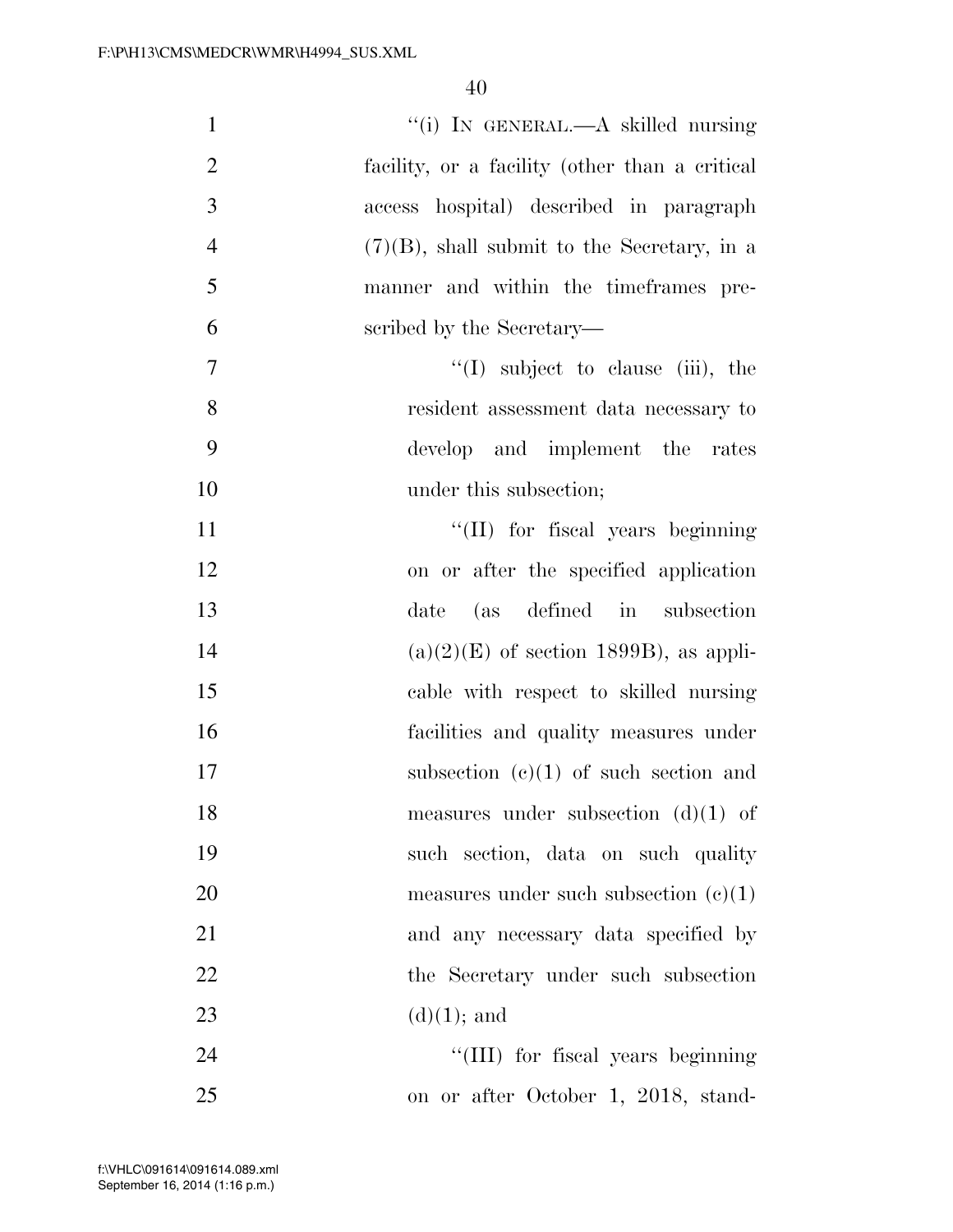"(i) IN GENERAL.—A skilled nursing facility, or a facility (other than a critical access hospital) described in paragraph (7)(B), shall submit to the Secretary, in a manner and within the timeframes prescribed by the Secretary—

"(I) subject to clause (iii), the resident assessment data necessary to develop and implement the rates under this subsection;

"(II) for fiscal years beginning on or after the specified application date (as defined in subsection (a)(2)(E) of section 1899B), as applicable with respect to skilled nursing facilities and quality measures under subsection (c)(1) of such section and measures under subsection (d)(1) of such section, data on such quality measures under such subsection (c)(1) and any necessary data specified by the Secretary under such subsection (d)(1); and

"(III) for fiscal years beginning on or after October 1, 2018, stand-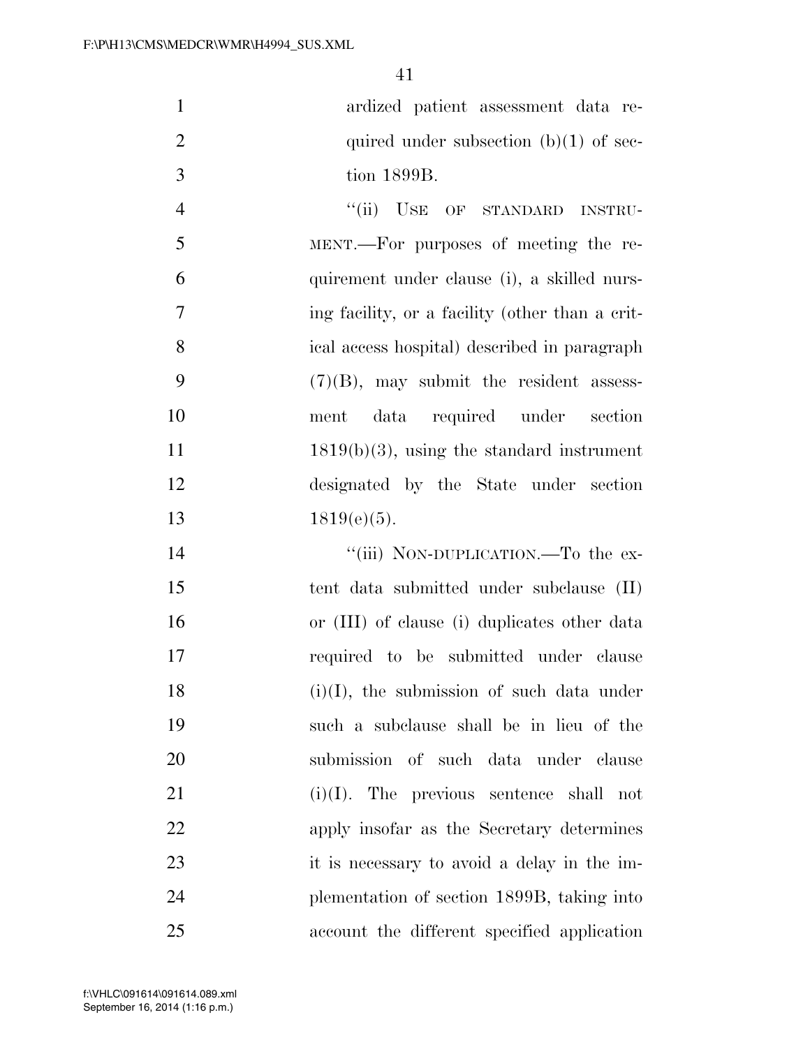ardized patient assessment data required under subsection (b)(1) of section 1899B.

"(ii) USE OF STANDARD INSTRUMENT.—For purposes of meeting the requirement under clause (i), a skilled nursing facility, or a facility (other than a critical access hospital) described in paragraph (7)(B), may submit the resident assessment data required under section 1819(b)(3), using the standard instrument designated by the State under section 1819(e)(5).

"(iii) NON-DUPLICATION.—To the extent data submitted under subclause (II) or (III) of clause (i) duplicates other data required to be submitted under clause (i)(I), the submission of such data under such a subclause shall be in lieu of the submission of such data under clause (i)(I). The previous sentence shall not apply insofar as the Secretary determines it is necessary to avoid a delay in the implementation of section 1899B, taking into account the different specified application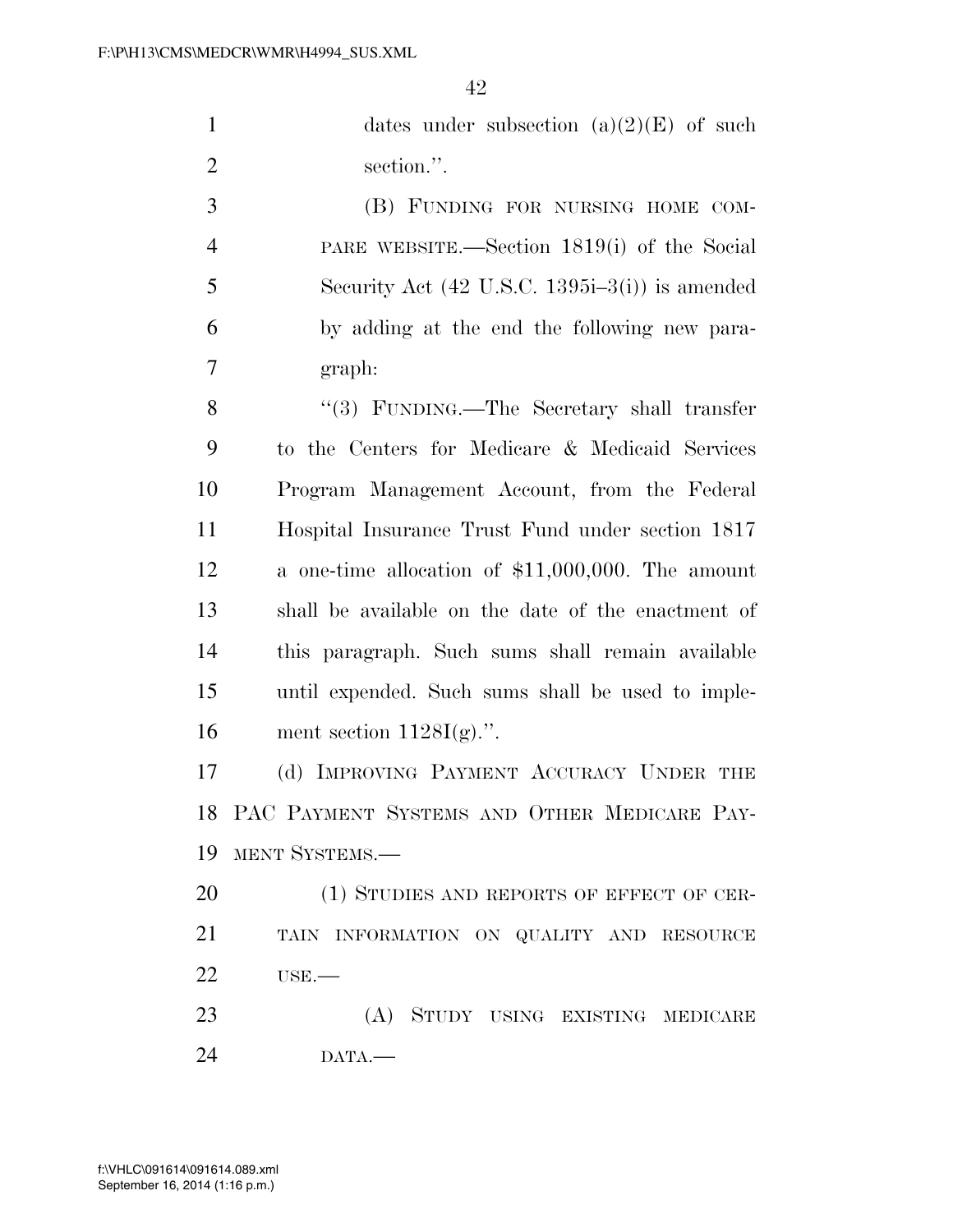dates under subsection (a)(2)(E) of such section.''.

(B) FUNDING FOR NURSING HOME COMPARE WEBSITE.—Section 1819(i) of the Social Security Act (42 U.S.C. 1395i–3(i)) is amended by adding at the end the following new paragraph:

''(3) FUNDING.—The Secretary shall transfer to the Centers for Medicare & Medicaid Services Program Management Account, from the Federal Hospital Insurance Trust Fund under section 1817 a one-time allocation of $11,000,000. The amount shall be available on the date of the enactment of this paragraph. Such sums shall remain available until expended. Such sums shall be used to implement section 1128I(g).''.

(d) IMPROVING PAYMENT ACCURACY UNDER THE PAC PAYMENT SYSTEMS AND OTHER MEDICARE PAYMENT SYSTEMS.—

(1) STUDIES AND REPORTS OF EFFECT OF CERTAIN INFORMATION ON QUALITY AND RESOURCE USE.—

(A) STUDY USING EXISTING MEDICARE DATA.—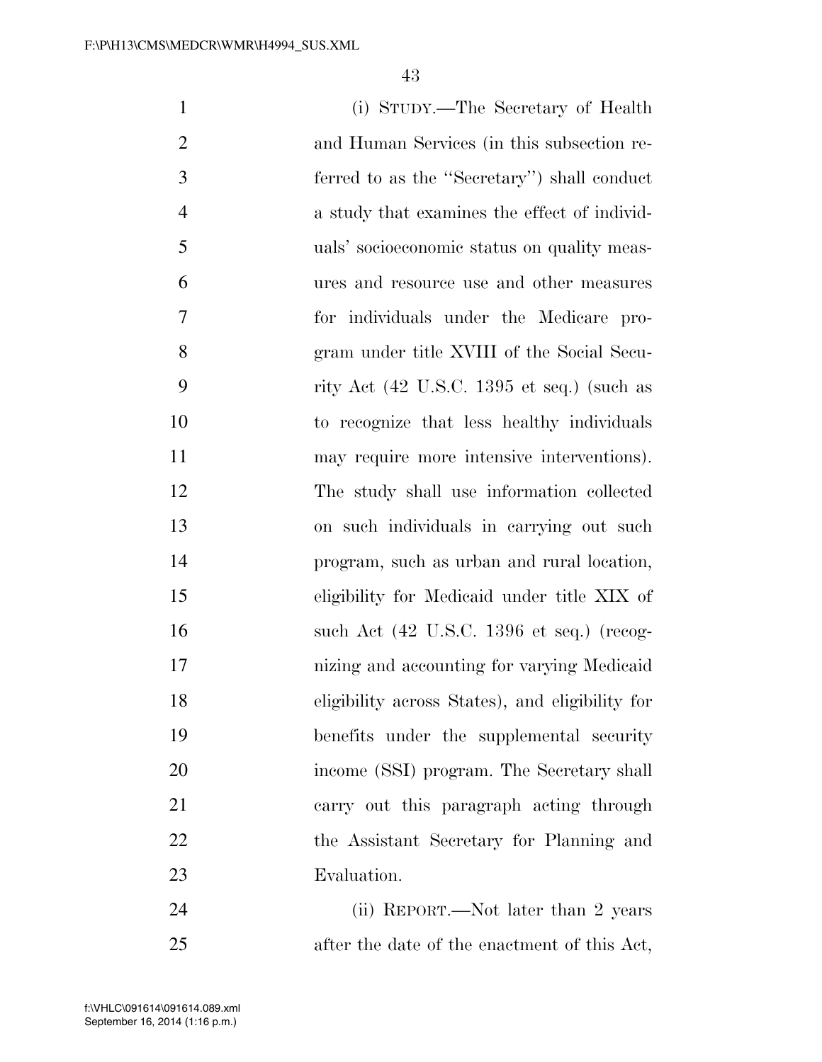(i) STUDY.—The Secretary of Health and Human Services (in this subsection referred to as the "Secretary") shall conduct a study that examines the effect of individuals' socioeconomic status on quality measures and resource use and other measures for individuals under the Medicare program under title XVIII of the Social Security Act (42 U.S.C. 1395 et seq.) (such as to recognize that less healthy individuals may require more intensive interventions). The study shall use information collected on such individuals in carrying out such program, such as urban and rural location, eligibility for Medicaid under title XIX of such Act (42 U.S.C. 1396 et seq.) (recognizing and accounting for varying Medicaid eligibility across States), and eligibility for benefits under the supplemental security income (SSI) program. The Secretary shall carry out this paragraph acting through the Assistant Secretary for Planning and Evaluation.

(ii) REPORT.—Not later than 2 years after the date of the enactment of this Act,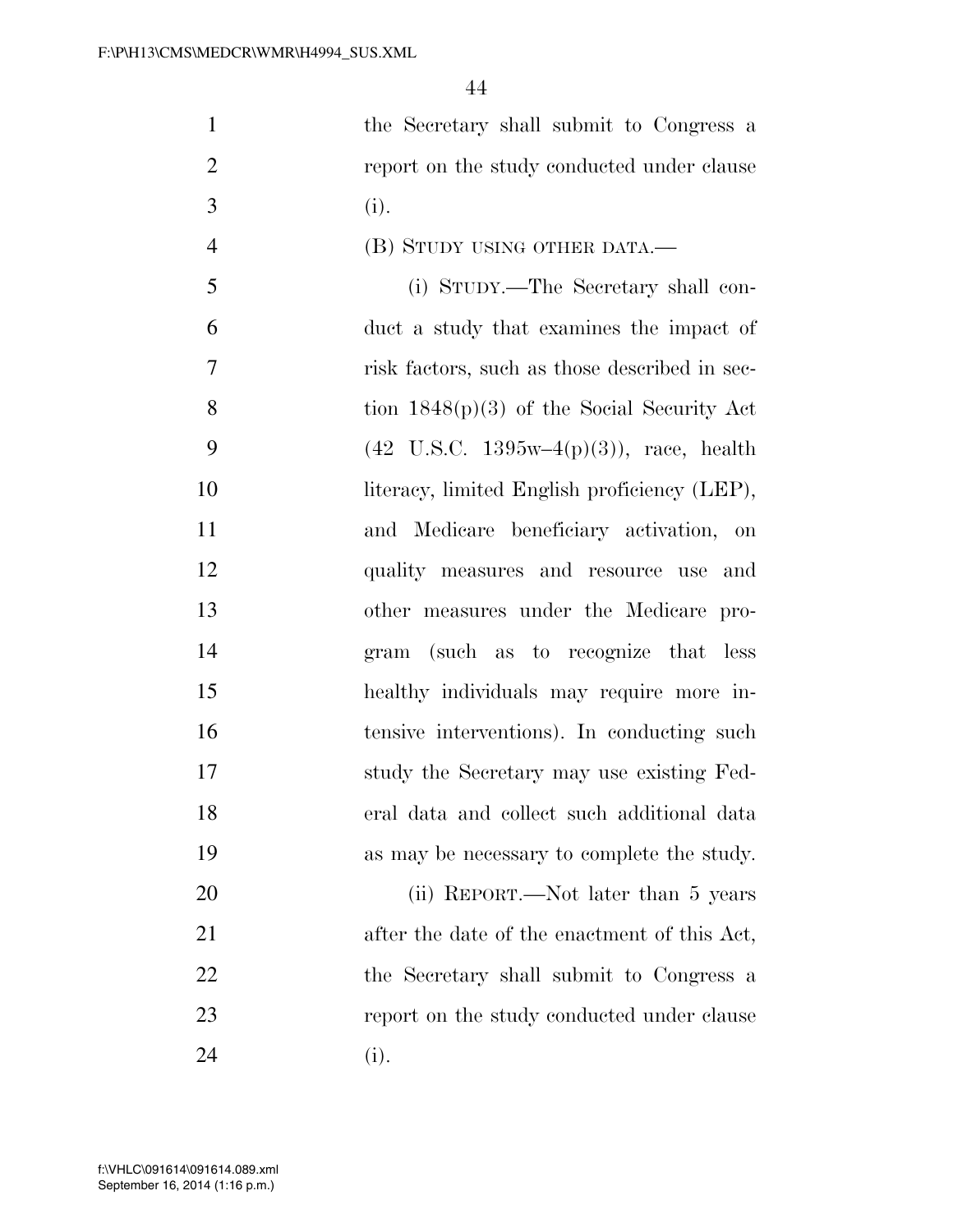the Secretary shall submit to Congress a report on the study conducted under clause (i).

(B) STUDY USING OTHER DATA.—

(i) STUDY.—The Secretary shall conduct a study that examines the impact of risk factors, such as those described in section 1848(p)(3) of the Social Security Act (42 U.S.C. 1395w–4(p)(3)), race, health literacy, limited English proficiency (LEP), and Medicare beneficiary activation, on quality measures and resource use and other measures under the Medicare program (such as to recognize that less healthy individuals may require more intensive interventions). In conducting such study the Secretary may use existing Federal data and collect such additional data as may be necessary to complete the study.

(ii) REPORT.—Not later than 5 years after the date of the enactment of this Act, the Secretary shall submit to Congress a report on the study conducted under clause (i).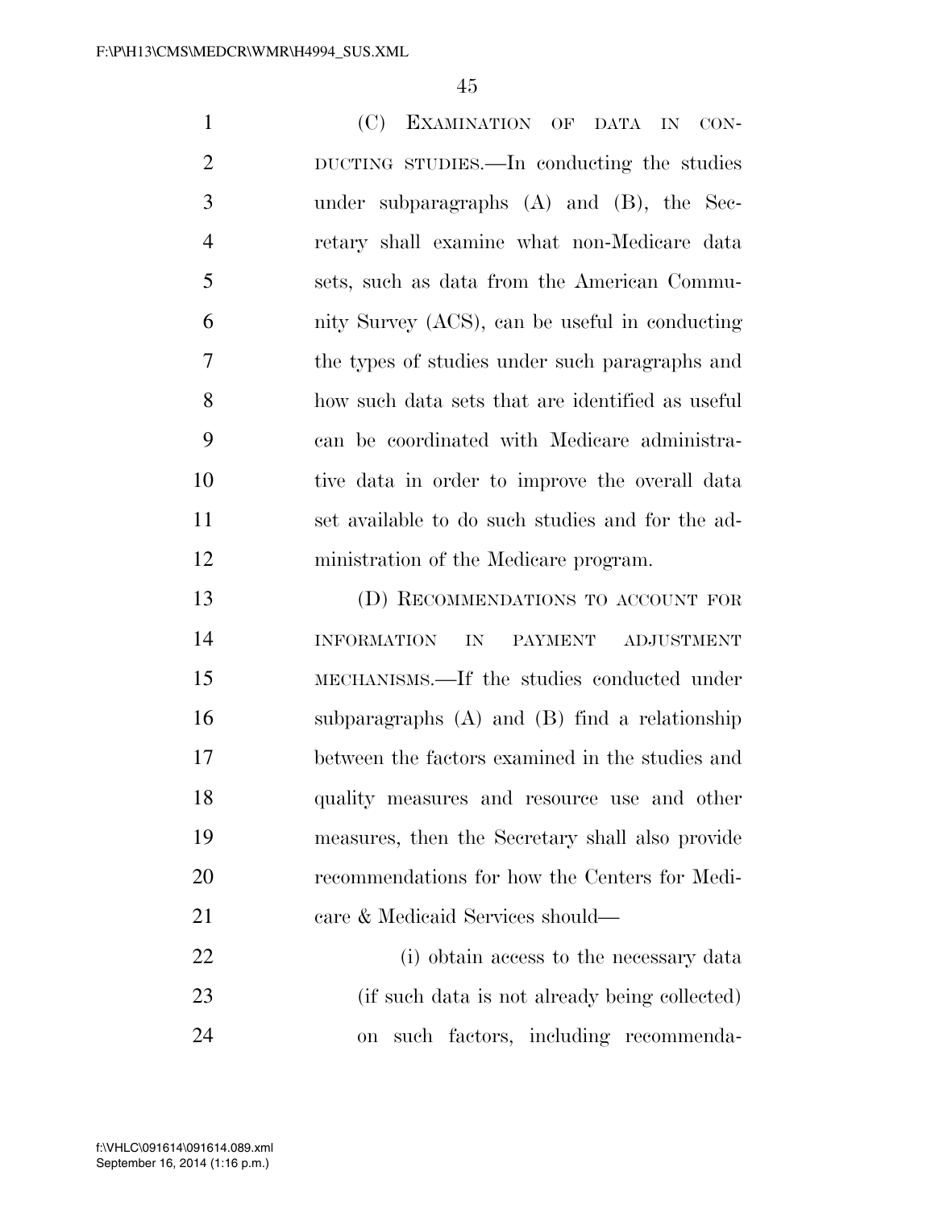(C) EXAMINATION OF DATA IN CONDUCTING STUDIES.—In conducting the studies under subparagraphs (A) and (B), the Secretary shall examine what non-Medicare data sets, such as data from the American Community Survey (ACS), can be useful in conducting the types of studies under such paragraphs and how such data sets that are identified as useful can be coordinated with Medicare administrative data in order to improve the overall data set available to do such studies and for the administration of the Medicare program.

(D) RECOMMENDATIONS TO ACCOUNT FOR INFORMATION IN PAYMENT ADJUSTMENT MECHANISMS.—If the studies conducted under subparagraphs (A) and (B) find a relationship between the factors examined in the studies and quality measures and resource use and other measures, then the Secretary shall also provide recommendations for how the Centers for Medicare & Medicaid Services should—

(i) obtain access to the necessary data (if such data is not already being collected) on such factors, including recommenda-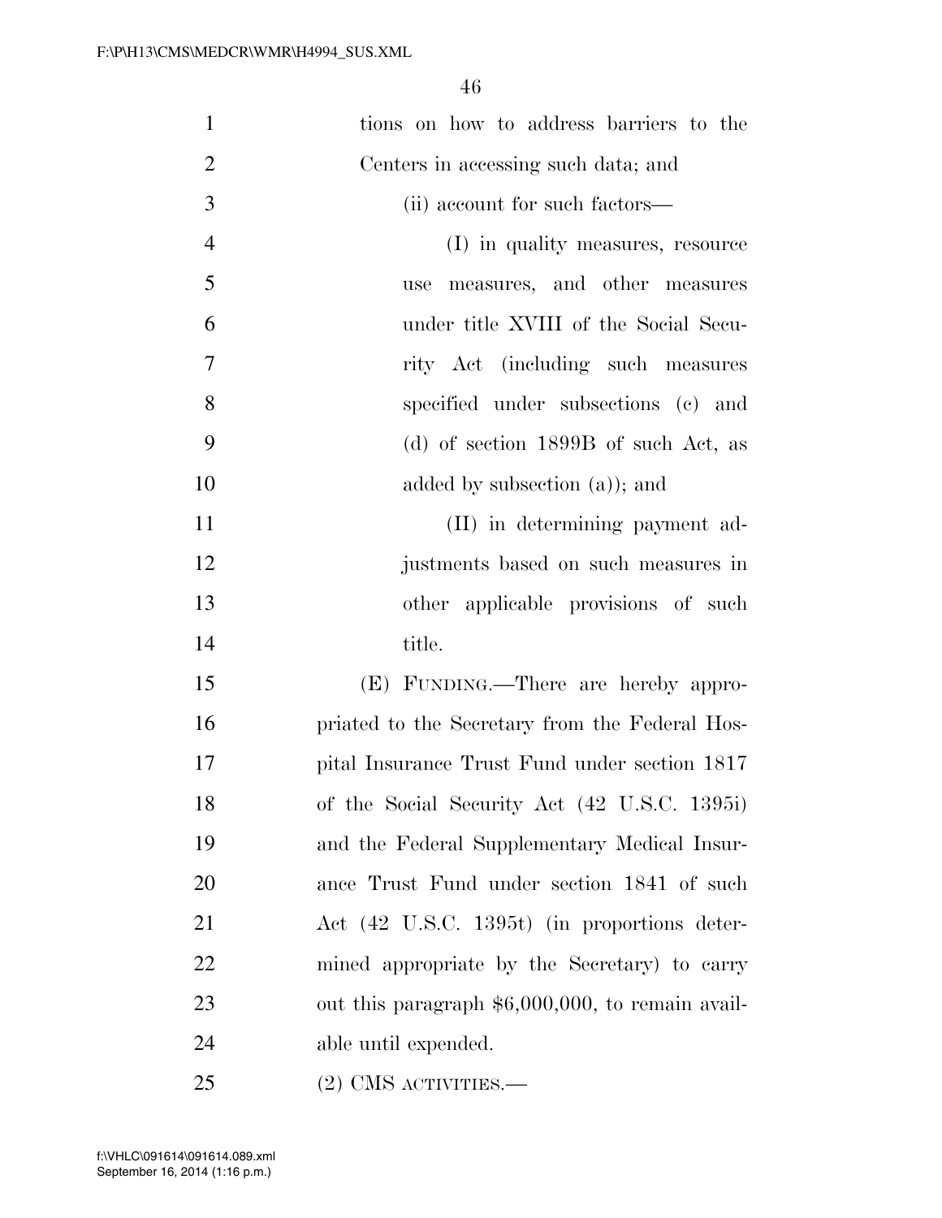tions on how to address barriers to the Centers in accessing such data; and

(ii) account for such factors—

(I) in quality measures, resource use measures, and other measures under title XVIII of the Social Security Act (including such measures specified under subsections (c) and (d) of section 1899B of such Act, as added by subsection (a)); and

(II) in determining payment adjustments based on such measures in other applicable provisions of such title.

(E) FUNDING.—There are hereby appropriated to the Secretary from the Federal Hospital Insurance Trust Fund under section 1817 of the Social Security Act (42 U.S.C. 1395i) and the Federal Supplementary Medical Insurance Trust Fund under section 1841 of such Act (42 U.S.C. 1395t) (in proportions determined appropriate by the Secretary) to carry out this paragraph $6,000,000, to remain available until expended.

(2) CMS ACTIVITIES.—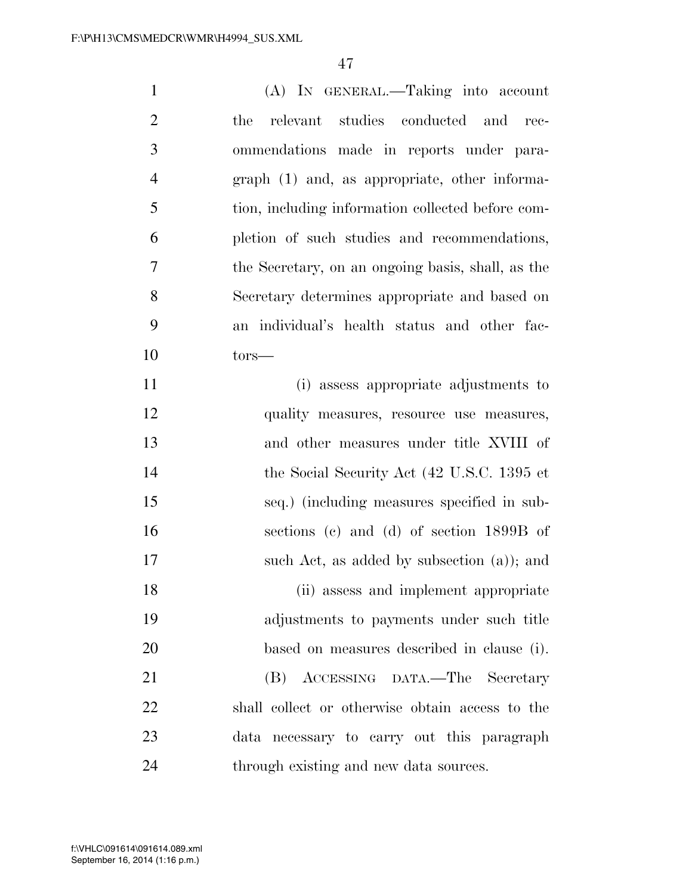(A) IN GENERAL.—Taking into account the relevant studies conducted and recommendations made in reports under paragraph (1) and, as appropriate, other information, including information collected before completion of such studies and recommendations, the Secretary, on an ongoing basis, shall, as the Secretary determines appropriate and based on an individual's health status and other factors—

(i) assess appropriate adjustments to quality measures, resource use measures, and other measures under title XVIII of the Social Security Act (42 U.S.C. 1395 et seq.) (including measures specified in subsections (c) and (d) of section 1899B of such Act, as added by subsection (a)); and

(ii) assess and implement appropriate adjustments to payments under such title based on measures described in clause (i).

(B) ACCESSING DATA.—The Secretary shall collect or otherwise obtain access to the data necessary to carry out this paragraph through existing and new data sources.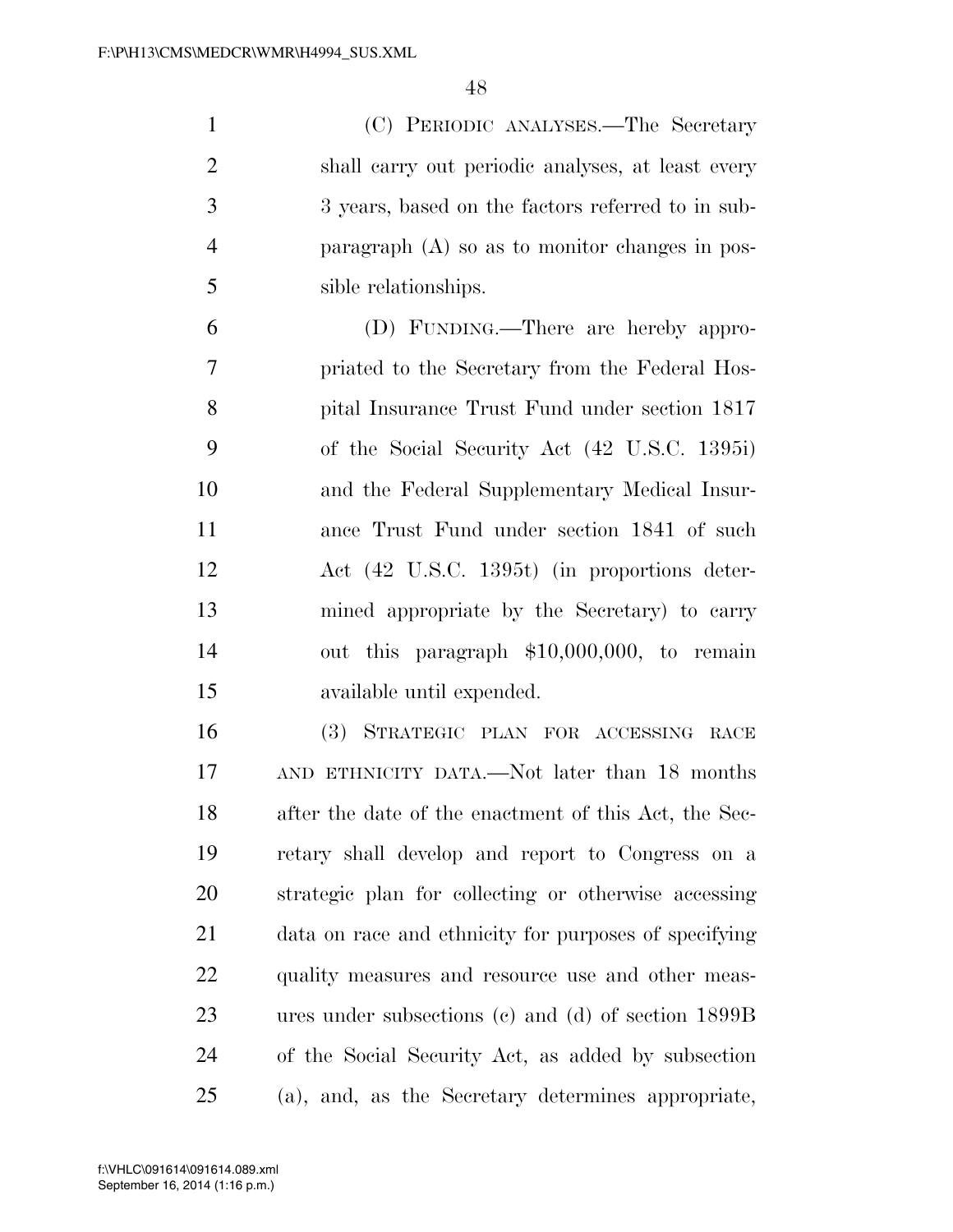(C) PERIODIC ANALYSES.—The Secretary shall carry out periodic analyses, at least every 3 years, based on the factors referred to in subparagraph (A) so as to monitor changes in possible relationships.

(D) FUNDING.—There are hereby appropriated to the Secretary from the Federal Hospital Insurance Trust Fund under section 1817 of the Social Security Act (42 U.S.C. 1395i) and the Federal Supplementary Medical Insurance Trust Fund under section 1841 of such Act (42 U.S.C. 1395t) (in proportions determined appropriate by the Secretary) to carry out this paragraph $10,000,000, to remain available until expended.

(3) STRATEGIC PLAN FOR ACCESSING RACE AND ETHNICITY DATA.—Not later than 18 months after the date of the enactment of this Act, the Secretary shall develop and report to Congress on a strategic plan for collecting or otherwise accessing data on race and ethnicity for purposes of specifying quality measures and resource use and other measures under subsections (c) and (d) of section 1899B of the Social Security Act, as added by subsection (a), and, as the Secretary determines appropriate,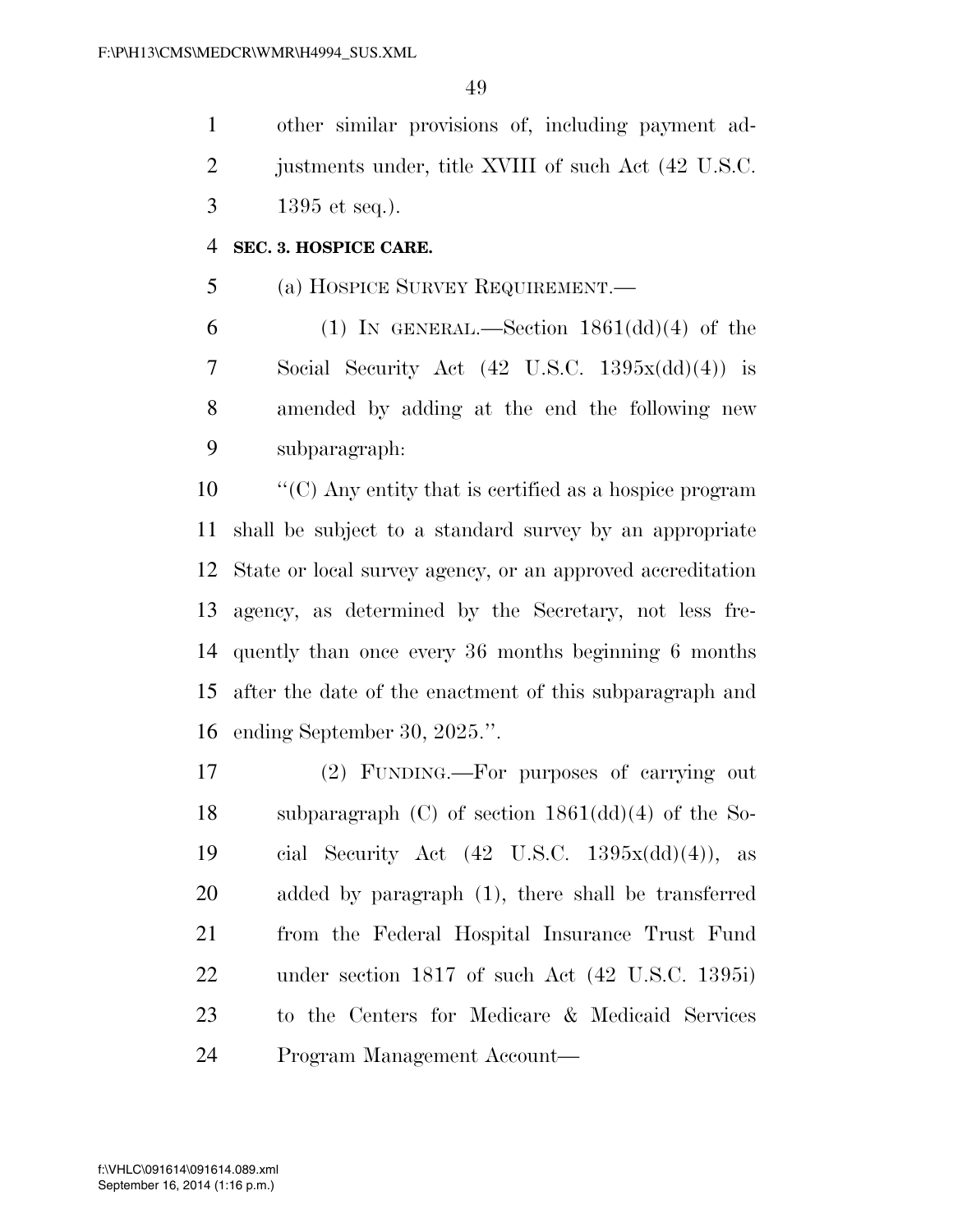other similar provisions of, including payment adjustments under, title XVIII of such Act (42 U.S.C. 1395 et seq.).

**SEC. 3. HOSPICE CARE.**

(a) HOSPICE SURVEY REQUIREMENT.—

(1) IN GENERAL.—Section 1861(dd)(4) of the Social Security Act (42 U.S.C. 1395x(dd)(4)) is amended by adding at the end the following new subparagraph:

"(C) Any entity that is certified as a hospice program shall be subject to a standard survey by an appropriate State or local survey agency, or an approved accreditation agency, as determined by the Secretary, not less frequently than once every 36 months beginning 6 months after the date of the enactment of this subparagraph and ending September 30, 2025.".

(2) FUNDING.—For purposes of carrying out subparagraph (C) of section 1861(dd)(4) of the Social Security Act (42 U.S.C. 1395x(dd)(4)), as added by paragraph (1), there shall be transferred from the Federal Hospital Insurance Trust Fund under section 1817 of such Act (42 U.S.C. 1395i) to the Centers for Medicare & Medicaid Services Program Management Account—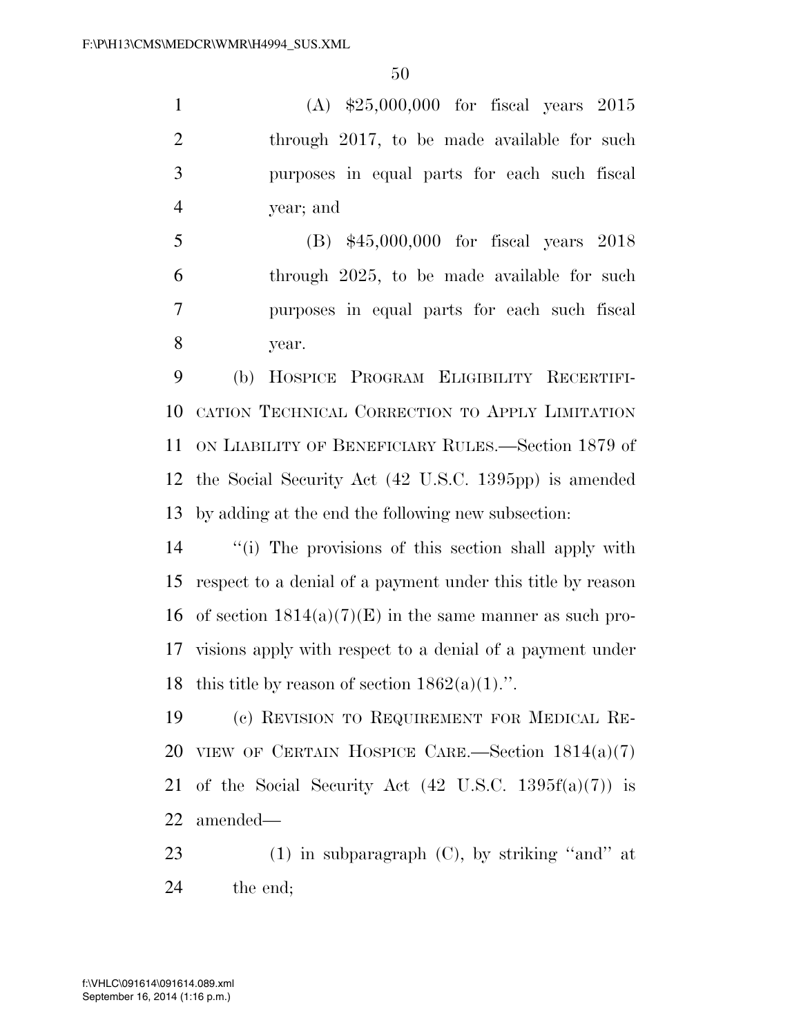(A) $25,000,000 for fiscal years 2015 through 2017, to be made available for such purposes in equal parts for each such fiscal year; and

(B) $45,000,000 for fiscal years 2018 through 2025, to be made available for such purposes in equal parts for each such fiscal year.

(b) HOSPICE PROGRAM ELIGIBILITY RECERTIFICATION TECHNICAL CORRECTION TO APPLY LIMITATION ON LIABILITY OF BENEFICIARY RULES.—Section 1879 of the Social Security Act (42 U.S.C. 1395pp) is amended by adding at the end the following new subsection:

''(i) The provisions of this section shall apply with respect to a denial of a payment under this title by reason of section 1814(a)(7)(E) in the same manner as such provisions apply with respect to a denial of a payment under this title by reason of section 1862(a)(1).''.

(c) REVISION TO REQUIREMENT FOR MEDICAL REVIEW OF CERTAIN HOSPICE CARE.—Section 1814(a)(7) of the Social Security Act (42 U.S.C. 1395f(a)(7)) is amended—

(1) in subparagraph (C), by striking ''and'' at the end;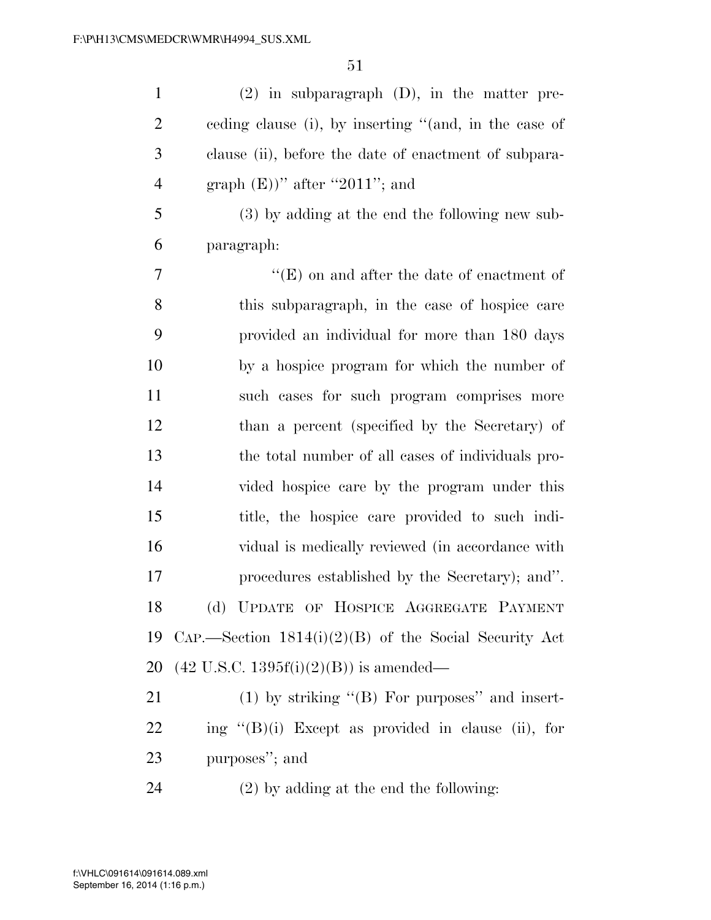(2) in subparagraph (D), in the matter preceding clause (i), by inserting "(and, in the case of clause (ii), before the date of enactment of subparagraph (E))" after "2011"; and

(3) by adding at the end the following new subparagraph:

"(E) on and after the date of enactment of this subparagraph, in the case of hospice care provided an individual for more than 180 days by a hospice program for which the number of such cases for such program comprises more than a percent (specified by the Secretary) of the total number of all cases of individuals provided hospice care by the program under this title, the hospice care provided to such individual is medically reviewed (in accordance with procedures established by the Secretary); and".

(d) UPDATE OF HOSPICE AGGREGATE PAYMENT CAP.—Section 1814(i)(2)(B) of the Social Security Act (42 U.S.C. 1395f(i)(2)(B)) is amended—

(1) by striking "(B) For purposes" and inserting "(B)(i) Except as provided in clause (ii), for purposes"; and

(2) by adding at the end the following: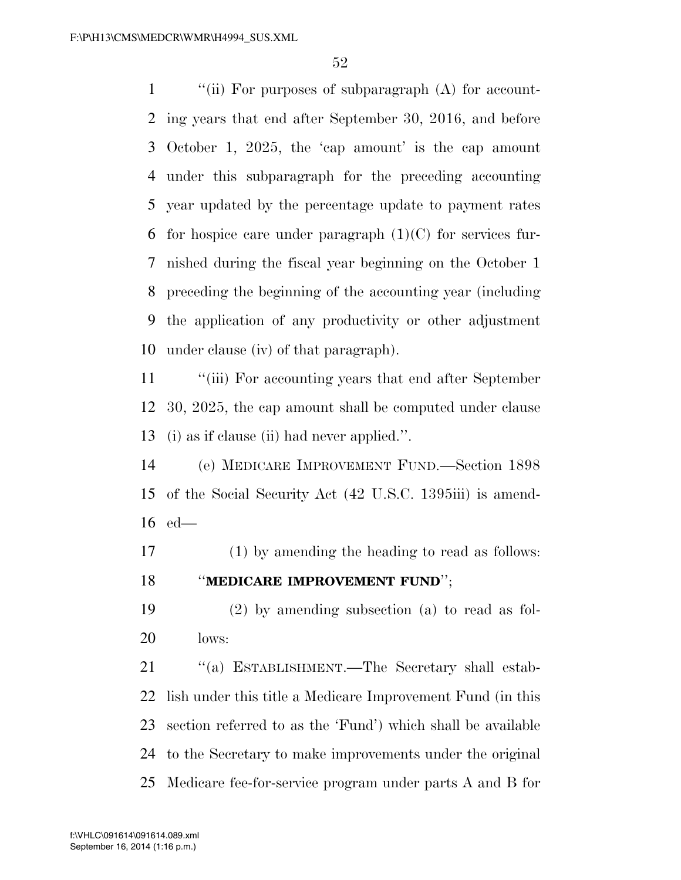"(ii) For purposes of subparagraph (A) for accounting years that end after September 30, 2016, and before October 1, 2025, the 'cap amount' is the cap amount under this subparagraph for the preceding accounting year updated by the percentage update to payment rates for hospice care under paragraph (1)(C) for services furnished during the fiscal year beginning on the October 1 preceding the beginning of the accounting year (including the application of any productivity or other adjustment under clause (iv) of that paragraph).

"(iii) For accounting years that end after September 30, 2025, the cap amount shall be computed under clause (i) as if clause (ii) had never applied.".

(e) MEDICARE IMPROVEMENT FUND.—Section 1898 of the Social Security Act (42 U.S.C. 1395iii) is amended—

(1) by amending the heading to read as follows: "**MEDICARE IMPROVEMENT FUND**";

(2) by amending subsection (a) to read as follows:

"(a) ESTABLISHMENT.—The Secretary shall establish under this title a Medicare Improvement Fund (in this section referred to as the 'Fund') which shall be available to the Secretary to make improvements under the original Medicare fee-for-service program under parts A and B for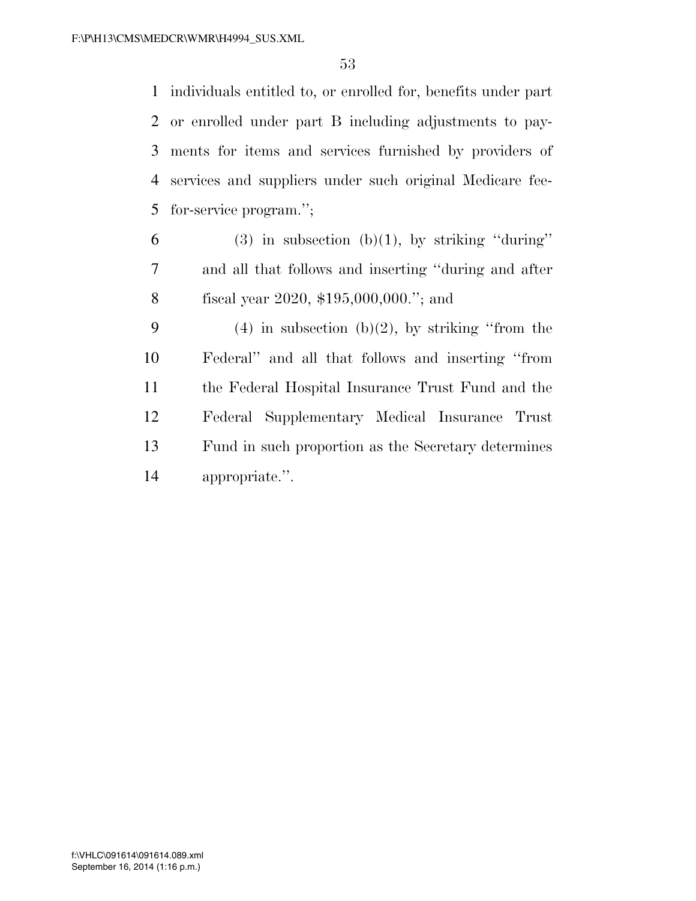individuals entitled to, or enrolled for, benefits under part or enrolled under part B including adjustments to payments for items and services furnished by providers of services and suppliers under such original Medicare fee-for-service program.'';

(3) in subsection (b)(1), by striking ''during'' and all that follows and inserting ''during and after fiscal year 2020, $195,000,000.''; and

(4) in subsection (b)(2), by striking ''from the Federal'' and all that follows and inserting ''from the Federal Hospital Insurance Trust Fund and the Federal Supplementary Medical Insurance Trust Fund in such proportion as the Secretary determines appropriate.''.